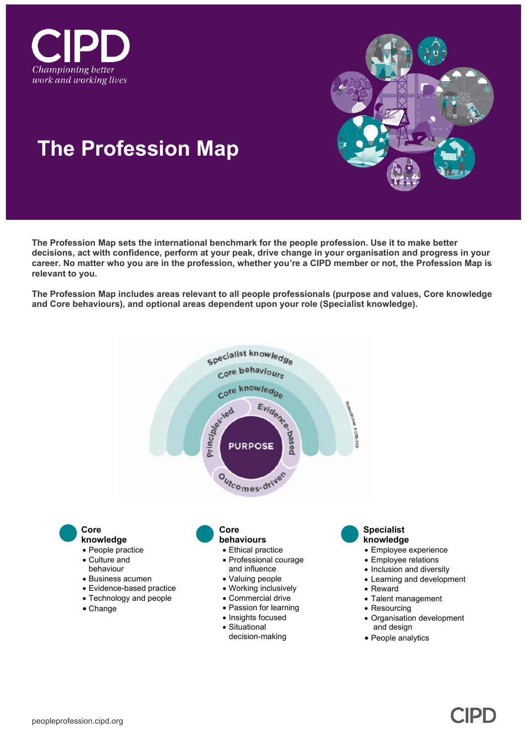CIPD

*Championing better work and working lives*

# The Profession Map

**The Profession Map sets the international benchmark for the people profession. Use it to make better decisions, act with confidence, perform at your peak, drive change in your organisation and progress in your career. No matter who you are in the profession, whether you're a CIPD member or not, the Profession Map is relevant to you.**

**The Profession Map includes areas relevant to all people professionals (purpose and values, Core knowledge and Core behaviours), and optional areas dependent upon your role (Specialist knowledge).**

Specialist knowledge
Core behaviours
Core knowledge
Principles-led
Evidence-based
PURPOSE
Outcomes-driven
Profession Map © CIPD 2021

### Core knowledge

- People practice
- Culture and behaviour
- Business acumen
- Evidence-based practice
- Technology and people
- Change

### Core behaviours

- Ethical practice
- Professional courage and influence
- Valuing people
- Working inclusively
- Commercial drive
- Passion for learning
- Insights focused
- Situational decision-making

### Specialist knowledge

- Employee experience
- Employee relations
- Inclusion and diversity
- Learning and development
- Reward
- Talent management
- Resourcing
- Organisation development and design
- People analytics

peopleprofession.cipd.org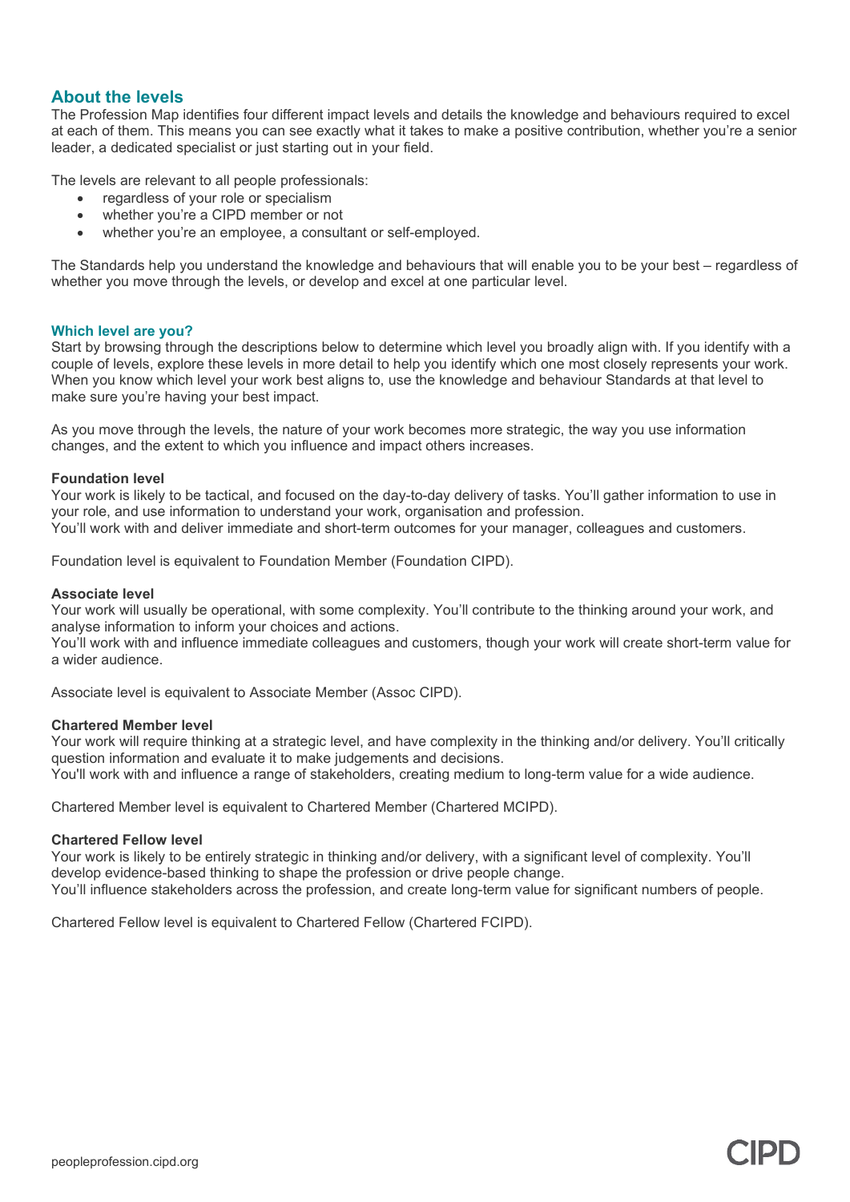## About the levels

The Profession Map identifies four different impact levels and details the knowledge and behaviours required to excel at each of them. This means you can see exactly what it takes to make a positive contribution, whether you're a senior leader, a dedicated specialist or just starting out in your field.

The levels are relevant to all people professionals:

- regardless of your role or specialism
- whether you're a CIPD member or not
- whether you're an employee, a consultant or self-employed.

The Standards help you understand the knowledge and behaviours that will enable you to be your best – regardless of whether you move through the levels, or develop and excel at one particular level.

### Which level are you?

Start by browsing through the descriptions below to determine which level you broadly align with. If you identify with a couple of levels, explore these levels in more detail to help you identify which one most closely represents your work. When you know which level your work best aligns to, use the knowledge and behaviour Standards at that level to make sure you're having your best impact.

As you move through the levels, the nature of your work becomes more strategic, the way you use information changes, and the extent to which you influence and impact others increases.

**Foundation level**

Your work is likely to be tactical, and focused on the day-to-day delivery of tasks. You'll gather information to use in your role, and use information to understand your work, organisation and profession.
You'll work with and deliver immediate and short-term outcomes for your manager, colleagues and customers.

Foundation level is equivalent to Foundation Member (Foundation CIPD).

**Associate level**

Your work will usually be operational, with some complexity. You'll contribute to the thinking around your work, and analyse information to inform your choices and actions.
You'll work with and influence immediate colleagues and customers, though your work will create short-term value for a wider audience.

Associate level is equivalent to Associate Member (Assoc CIPD).

**Chartered Member level**

Your work will require thinking at a strategic level, and have complexity in the thinking and/or delivery. You'll critically question information and evaluate it to make judgements and decisions.
You'll work with and influence a range of stakeholders, creating medium to long-term value for a wide audience.

Chartered Member level is equivalent to Chartered Member (Chartered MCIPD).

**Chartered Fellow level**

Your work is likely to be entirely strategic in thinking and/or delivery, with a significant level of complexity. You'll develop evidence-based thinking to shape the profession or drive people change.
You'll influence stakeholders across the profession, and create long-term value for significant numbers of people.

Chartered Fellow level is equivalent to Chartered Fellow (Chartered FCIPD).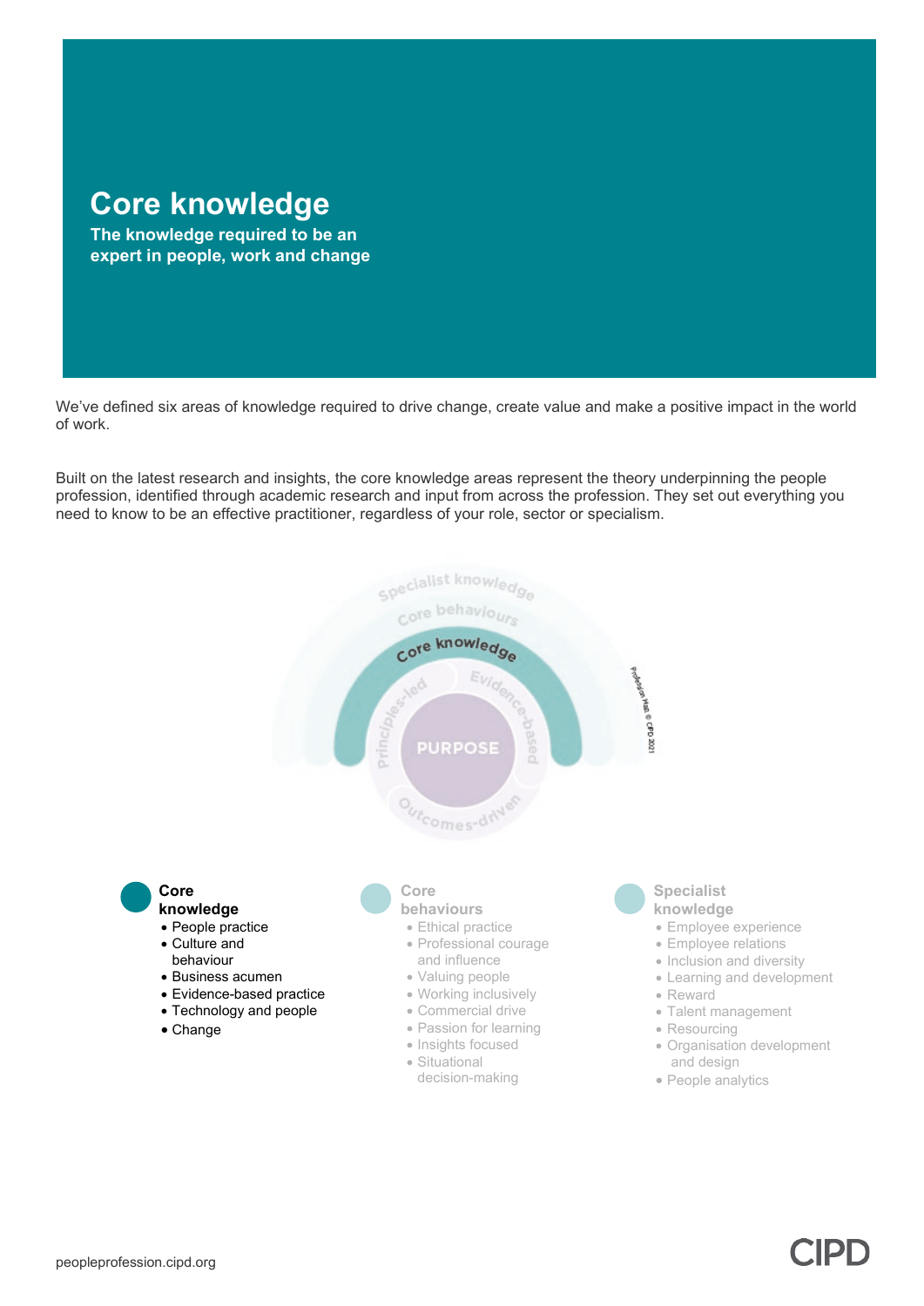# Core knowledge

**The knowledge required to be an expert in people, work and change**

We've defined six areas of knowledge required to drive change, create value and make a positive impact in the world of work.

Built on the latest research and insights, the core knowledge areas represent the theory underpinning the people profession, identified through academic research and input from across the profession. They set out everything you need to know to be an effective practitioner, regardless of your role, sector or specialism.

Specialist knowledge
Core behaviours
Core knowledge
Principles-led
Evidence-based
Outcomes-driven
PURPOSE
Profession Map © CIPD 2021

**Core knowledge**

- People practice
- Culture and behaviour
- Business acumen
- Evidence-based practice
- Technology and people
- Change

**Core behaviours**

- Ethical practice
- Professional courage and influence
- Valuing people
- Working inclusively
- Commercial drive
- Passion for learning
- Insights focused
- Situational decision-making

**Specialist knowledge**

- Employee experience
- Employee relations
- Inclusion and diversity
- Learning and development
- Reward
- Talent management
- Resourcing
- Organisation development and design
- People analytics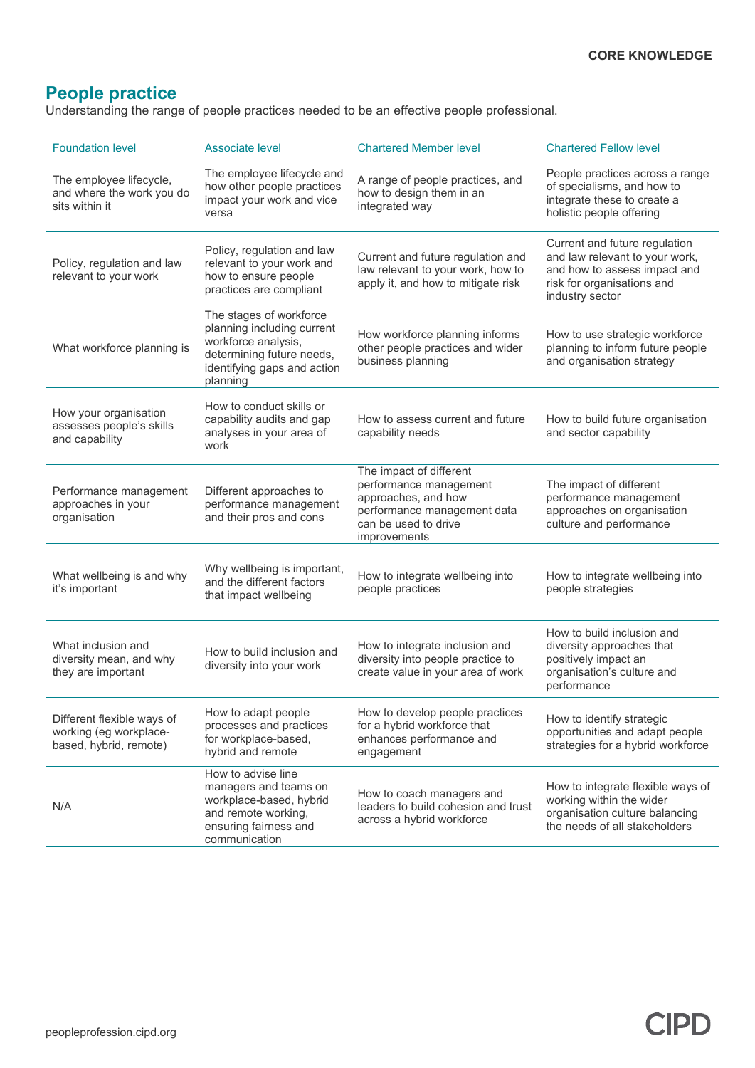## People practice

Understanding the range of people practices needed to be an effective people professional.

| Foundation level | Associate level | Chartered Member level | Chartered Fellow level |
|---|---|---|---|
| The employee lifecycle, and where the work you do sits within it | The employee lifecycle and how other people practices impact your work and vice versa | A range of people practices, and how to design them in an integrated way | People practices across a range of specialisms, and how to integrate these to create a holistic people offering |
| Policy, regulation and law relevant to your work | Policy, regulation and law relevant to your work and how to ensure people practices are compliant | Current and future regulation and law relevant to your work, how to apply it, and how to mitigate risk | Current and future regulation and law relevant to your work, and how to assess impact and risk for organisations and industry sector |
| What workforce planning is | The stages of workforce planning including current workforce analysis, determining future needs, identifying gaps and action planning | How workforce planning informs other people practices and wider business planning | How to use strategic workforce planning to inform future people and organisation strategy |
| How your organisation assesses people's skills and capability | How to conduct skills or capability audits and gap analyses in your area of work | How to assess current and future capability needs | How to build future organisation and sector capability |
| Performance management approaches in your organisation | Different approaches to performance management and their pros and cons | The impact of different performance management approaches, and how performance management data can be used to drive improvements | The impact of different performance management approaches on organisation culture and performance |
| What wellbeing is and why it's important | Why wellbeing is important, and the different factors that impact wellbeing | How to integrate wellbeing into people practices | How to integrate wellbeing into people strategies |
| What inclusion and diversity mean, and why they are important | How to build inclusion and diversity into your work | How to integrate inclusion and diversity into people practice to create value in your area of work | How to build inclusion and diversity approaches that positively impact an organisation's culture and performance |
| Different flexible ways of working (eg workplace-based, hybrid, remote) | How to adapt people processes and practices for workplace-based, hybrid and remote | How to develop people practices for a hybrid workforce that enhances performance and engagement | How to identify strategic opportunities and adapt people strategies for a hybrid workforce |
| N/A | How to advise line managers and teams on workplace-based, hybrid and remote working, ensuring fairness and communication | How to coach managers and leaders to build cohesion and trust across a hybrid workforce | How to integrate flexible ways of working within the wider organisation culture balancing the needs of all stakeholders |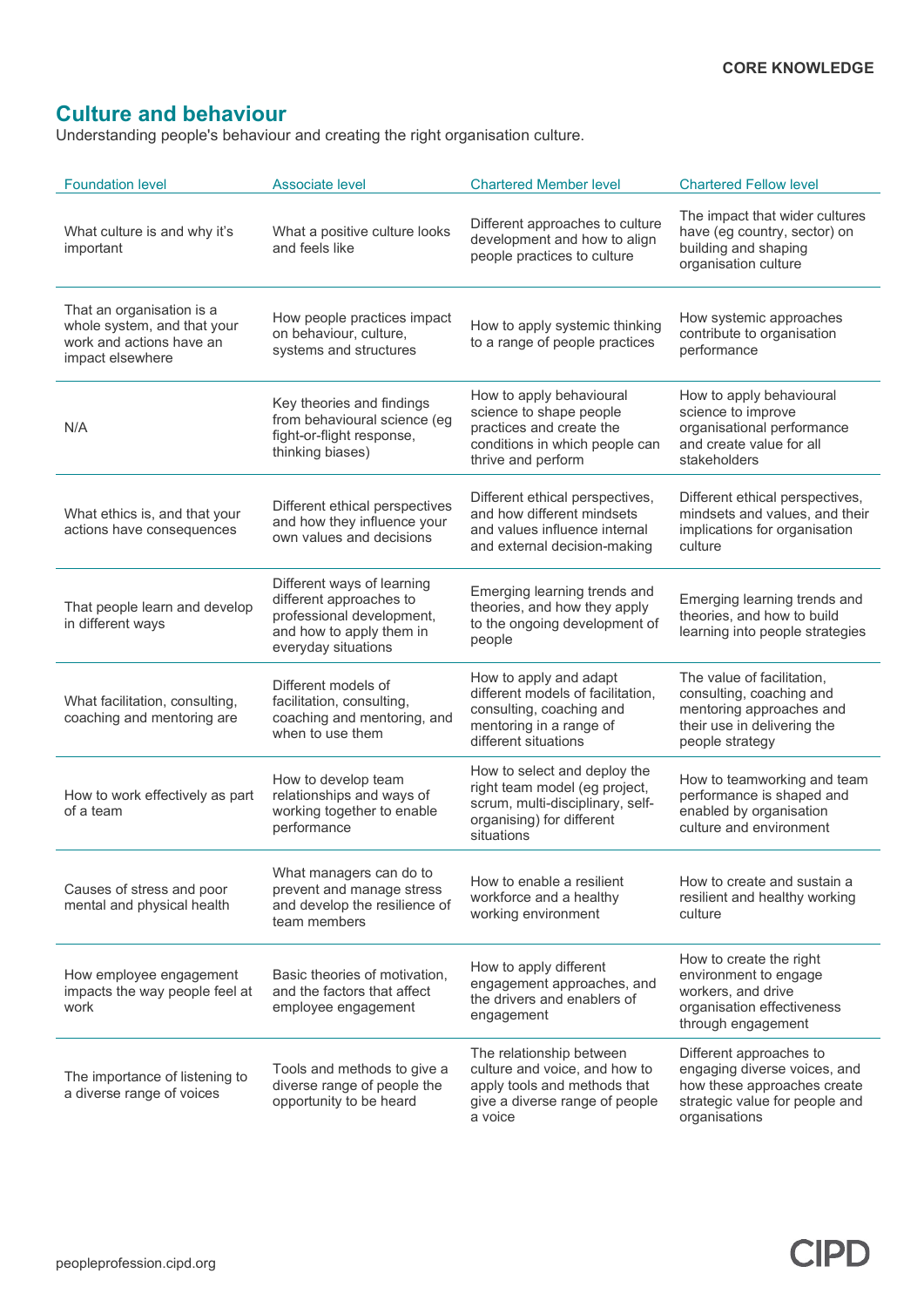## Culture and behaviour

Understanding people's behaviour and creating the right organisation culture.

| Foundation level | Associate level | Chartered Member level | Chartered Fellow level |
|---|---|---|---|
| What culture is and why it's important | What a positive culture looks and feels like | Different approaches to culture development and how to align people practices to culture | The impact that wider cultures have (eg country, sector) on building and shaping organisation culture |
| That an organisation is a whole system, and that your work and actions have an impact elsewhere | How people practices impact on behaviour, culture, systems and structures | How to apply systemic thinking to a range of people practices | How systemic approaches contribute to organisation performance |
| N/A | Key theories and findings from behavioural science (eg fight-or-flight response, thinking biases) | How to apply behavioural science to shape people practices and create the conditions in which people can thrive and perform | How to apply behavioural science to improve organisational performance and create value for all stakeholders |
| What ethics is, and that your actions have consequences | Different ethical perspectives and how they influence your own values and decisions | Different ethical perspectives, and how different mindsets and values influence internal and external decision-making | Different ethical perspectives, mindsets and values, and their implications for organisation culture |
| That people learn and develop in different ways | Different ways of learning different approaches to professional development, and how to apply them in everyday situations | Emerging learning trends and theories, and how they apply to the ongoing development of people | Emerging learning trends and theories, and how to build learning into people strategies |
| What facilitation, consulting, coaching and mentoring are | Different models of facilitation, consulting, coaching and mentoring, and when to use them | How to apply and adapt different models of facilitation, consulting, coaching and mentoring in a range of different situations | The value of facilitation, consulting, coaching and mentoring approaches and their use in delivering the people strategy |
| How to work effectively as part of a team | How to develop team relationships and ways of working together to enable performance | How to select and deploy the right team model (eg project, scrum, multi-disciplinary, self-organising) for different situations | How to teamworking and team performance is shaped and enabled by organisation culture and environment |
| Causes of stress and poor mental and physical health | What managers can do to prevent and manage stress and develop the resilience of team members | How to enable a resilient workforce and a healthy working environment | How to create and sustain a resilient and healthy working culture |
| How employee engagement impacts the way people feel at work | Basic theories of motivation, and the factors that affect employee engagement | How to apply different engagement approaches, and the drivers and enablers of engagement | How to create the right environment to engage workers, and drive organisation effectiveness through engagement |
| The importance of listening to a diverse range of voices | Tools and methods to give a diverse range of people the opportunity to be heard | The relationship between culture and voice, and how to apply tools and methods that give a diverse range of people a voice | Different approaches to engaging diverse voices, and how these approaches create strategic value for people and organisations |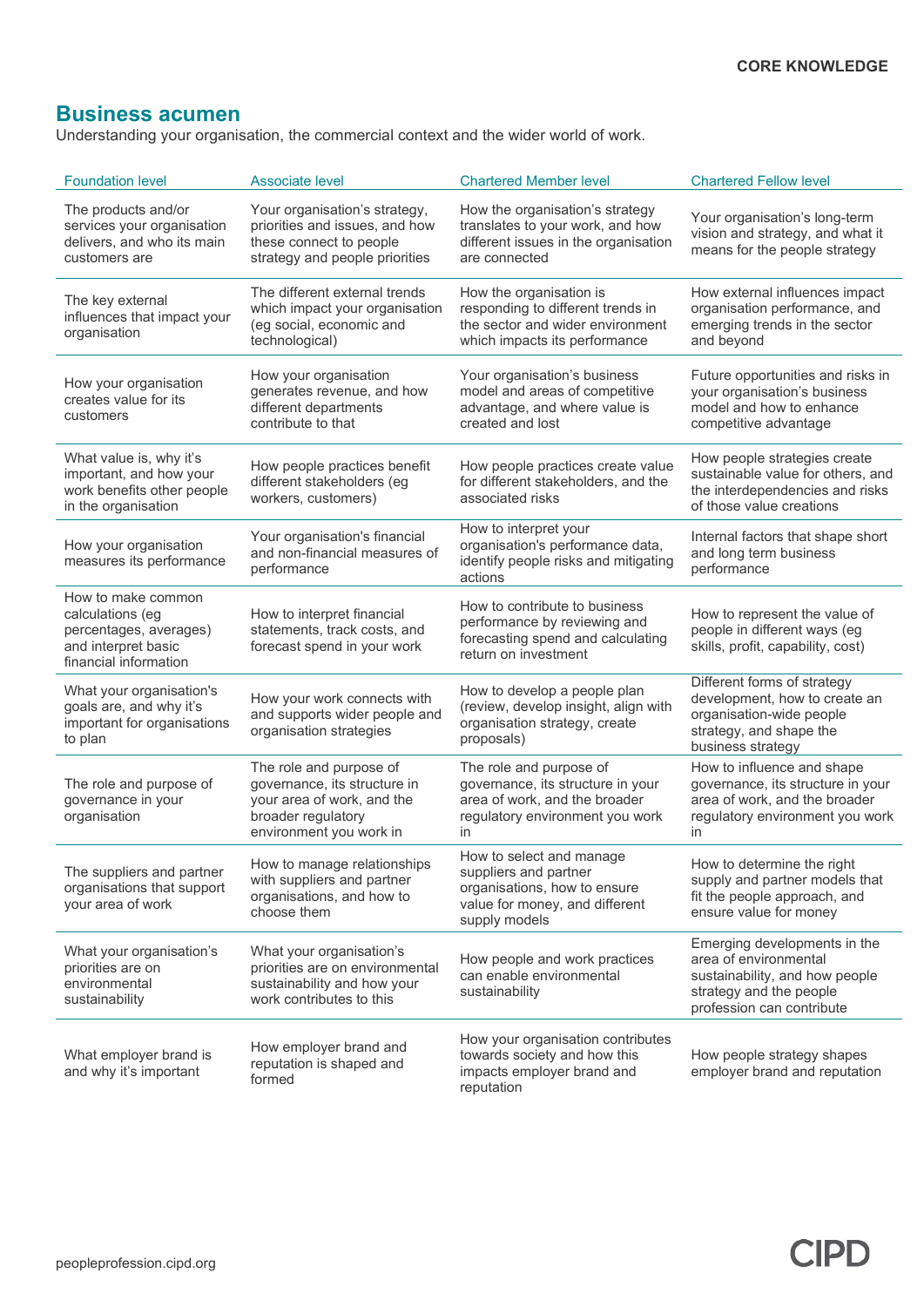## Business acumen

Understanding your organisation, the commercial context and the wider world of work.

| Foundation level | Associate level | Chartered Member level | Chartered Fellow level |
|---|---|---|---|
| The products and/or services your organisation delivers, and who its main customers are | Your organisation's strategy, priorities and issues, and how these connect to people strategy and people priorities | How the organisation's strategy translates to your work, and how different issues in the organisation are connected | Your organisation's long-term vision and strategy, and what it means for the people strategy |
| The key external influences that impact your organisation | The different external trends which impact your organisation (eg social, economic and technological) | How the organisation is responding to different trends in the sector and wider environment which impacts its performance | How external influences impact organisation performance, and emerging trends in the sector and beyond |
| How your organisation creates value for its customers | How your organisation generates revenue, and how different departments contribute to that | Your organisation's business model and areas of competitive advantage, and where value is created and lost | Future opportunities and risks in your organisation's business model and how to enhance competitive advantage |
| What value is, why it's important, and how your work benefits other people in the organisation | How people practices benefit different stakeholders (eg workers, customers) | How people practices create value for different stakeholders, and the associated risks | How people strategies create sustainable value for others, and the interdependencies and risks of those value creations |
| How your organisation measures its performance | Your organisation's financial and non-financial measures of performance | How to interpret your organisation's performance data, identify people risks and mitigating actions | Internal factors that shape short and long term business performance |
| How to make common calculations (eg percentages, averages) and interpret basic financial information | How to interpret financial statements, track costs, and forecast spend in your work | How to contribute to business performance by reviewing and forecasting spend and calculating return on investment | How to represent the value of people in different ways (eg skills, profit, capability, cost) |
| What your organisation's goals are, and why it's important for organisations to plan | How your work connects with and supports wider people and organisation strategies | How to develop a people plan (review, develop insight, align with organisation strategy, create proposals) | Different forms of strategy development, how to create an organisation-wide people strategy, and shape the business strategy |
| The role and purpose of governance in your organisation | The role and purpose of governance, its structure in your area of work, and the broader regulatory environment you work in | The role and purpose of governance, its structure in your area of work, and the broader regulatory environment you work in | How to influence and shape governance, its structure in your area of work, and the broader regulatory environment you work in |
| The suppliers and partner organisations that support your area of work | How to manage relationships with suppliers and partner organisations, and how to choose them | How to select and manage suppliers and partner organisations, how to ensure value for money, and different supply models | How to determine the right supply and partner models that fit the people approach, and ensure value for money |
| What your organisation's priorities are on environmental sustainability | What your organisation's priorities are on environmental sustainability and how your work contributes to this | How people and work practices can enable environmental sustainability | Emerging developments in the area of environmental sustainability, and how people strategy and the people profession can contribute |
| What employer brand is and why it's important | How employer brand and reputation is shaped and formed | How your organisation contributes towards society and how this impacts employer brand and reputation | How people strategy shapes employer brand and reputation |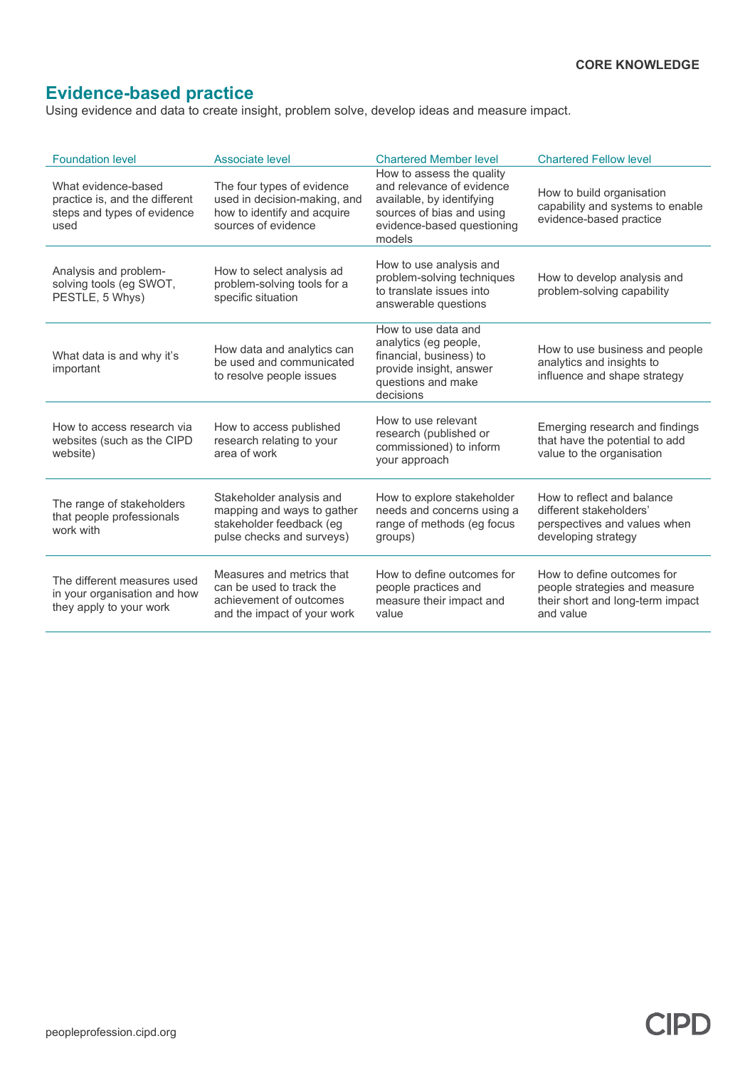# Evidence-based practice

Using evidence and data to create insight, problem solve, develop ideas and measure impact.

| Foundation level | Associate level | Chartered Member level | Chartered Fellow level |
|---|---|---|---|
| What evidence-based practice is, and the different steps and types of evidence used | The four types of evidence used in decision-making, and how to identify and acquire sources of evidence | How to assess the quality and relevance of evidence available, by identifying sources of bias and using evidence-based questioning models | How to build organisation capability and systems to enable evidence-based practice |
| Analysis and problem-solving tools (eg SWOT, PESTLE, 5 Whys) | How to select analysis ad problem-solving tools for a specific situation | How to use analysis and problem-solving techniques to translate issues into answerable questions | How to develop analysis and problem-solving capability |
| What data is and why it's important | How data and analytics can be used and communicated to resolve people issues | How to use data and analytics (eg people, financial, business) to provide insight, answer questions and make decisions | How to use business and people analytics and insights to influence and shape strategy |
| How to access research via websites (such as the CIPD website) | How to access published research relating to your area of work | How to use relevant research (published or commissioned) to inform your approach | Emerging research and findings that have the potential to add value to the organisation |
| The range of stakeholders that people professionals work with | Stakeholder analysis and mapping and ways to gather stakeholder feedback (eg pulse checks and surveys) | How to explore stakeholder needs and concerns using a range of methods (eg focus groups) | How to reflect and balance different stakeholders' perspectives and values when developing strategy |
| The different measures used in your organisation and how they apply to your work | Measures and metrics that can be used to track the achievement of outcomes and the impact of your work | How to define outcomes for people practices and measure their impact and value | How to define outcomes for people strategies and measure their short and long-term impact and value |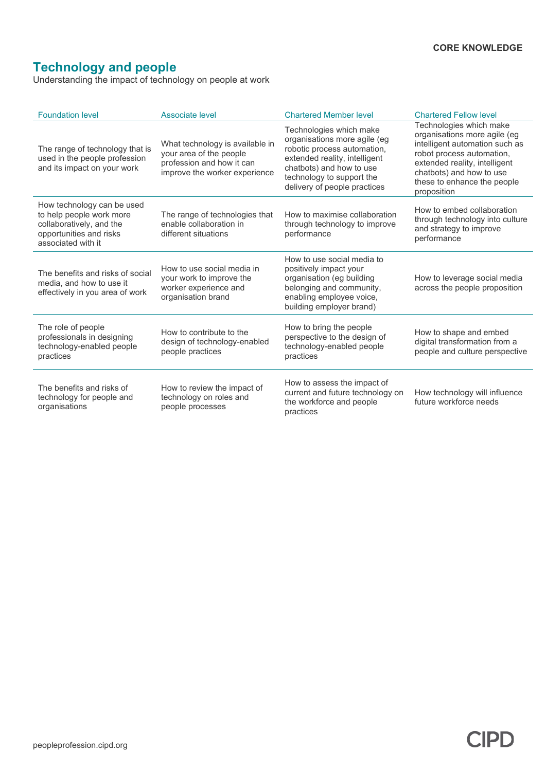CORE KNOWLEDGE

## Technology and people

Understanding the impact of technology on people at work

| Foundation level | Associate level | Chartered Member level | Chartered Fellow level |
|---|---|---|---|
| The range of technology that is used in the people profession and its impact on your work | What technology is available in your area of the people profession and how it can improve the worker experience | Technologies which make organisations more agile (eg robotic process automation, extended reality, intelligent chatbots) and how to use technology to support the delivery of people practices | Technologies which make organisations more agile (eg intelligent automation such as robot process automation, extended reality, intelligent chatbots) and how to use these to enhance the people proposition |
| How technology can be used to help people work more collaboratively, and the opportunities and risks associated with it | The range of technologies that enable collaboration in different situations | How to maximise collaboration through technology to improve performance | How to embed collaboration through technology into culture and strategy to improve performance |
| The benefits and risks of social media, and how to use it effectively in you area of work | How to use social media in your work to improve the worker experience and organisation brand | How to use social media to positively impact your organisation (eg building belonging and community, enabling employee voice, building employer brand) | How to leverage social media across the people proposition |
| The role of people professionals in designing technology-enabled people practices | How to contribute to the design of technology-enabled people practices | How to bring the people perspective to the design of technology-enabled people practices | How to shape and embed digital transformation from a people and culture perspective |
| The benefits and risks of technology for people and organisations | How to review the impact of technology on roles and people processes | How to assess the impact of current and future technology on the workforce and people practices | How technology will influence future workforce needs |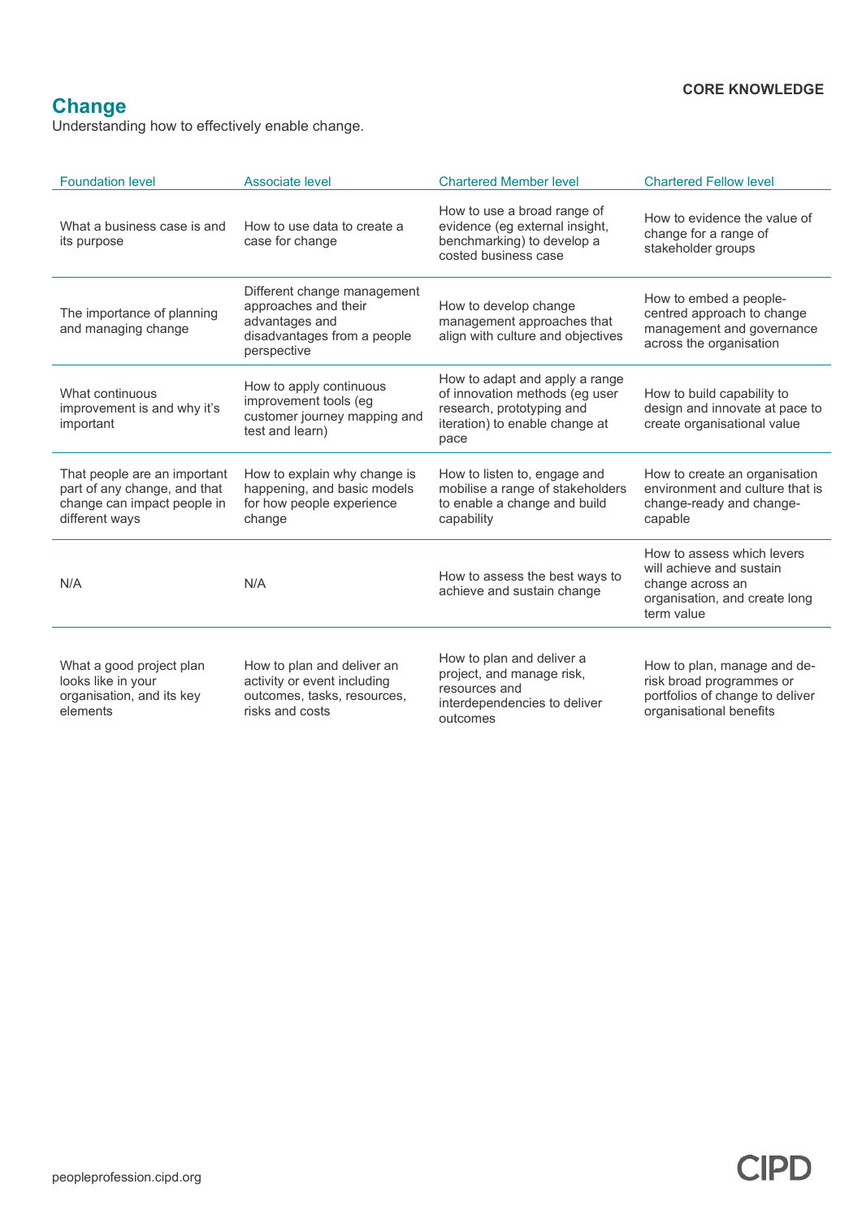## Change

Understanding how to effectively enable change.

**CORE KNOWLEDGE**

| Foundation level | Associate level | Chartered Member level | Chartered Fellow level |
|---|---|---|---|
| What a business case is and its purpose | How to use data to create a case for change | How to use a broad range of evidence (eg external insight, benchmarking) to develop a costed business case | How to evidence the value of change for a range of stakeholder groups |
| The importance of planning and managing change | Different change management approaches and their advantages and disadvantages from a people perspective | How to develop change management approaches that align with culture and objectives | How to embed a people-centred approach to change management and governance across the organisation |
| What continuous improvement is and why it's important | How to apply continuous improvement tools (eg customer journey mapping and test and learn) | How to adapt and apply a range of innovation methods (eg user research, prototyping and iteration) to enable change at pace | How to build capability to design and innovate at pace to create organisational value |
| That people are an important part of any change, and that change can impact people in different ways | How to explain why change is happening, and basic models for how people experience change | How to listen to, engage and mobilise a range of stakeholders to enable a change and build capability | How to create an organisation environment and culture that is change-ready and change-capable |
| N/A | N/A | How to assess the best ways to achieve and sustain change | How to assess which levers will achieve and sustain change across an organisation, and create long term value |
| What a good project plan looks like in your organisation, and its key elements | How to plan and deliver an activity or event including outcomes, tasks, resources, risks and costs | How to plan and deliver a project, and manage risk, resources and interdependencies to deliver outcomes | How to plan, manage and de-risk broad programmes or portfolios of change to deliver organisational benefits |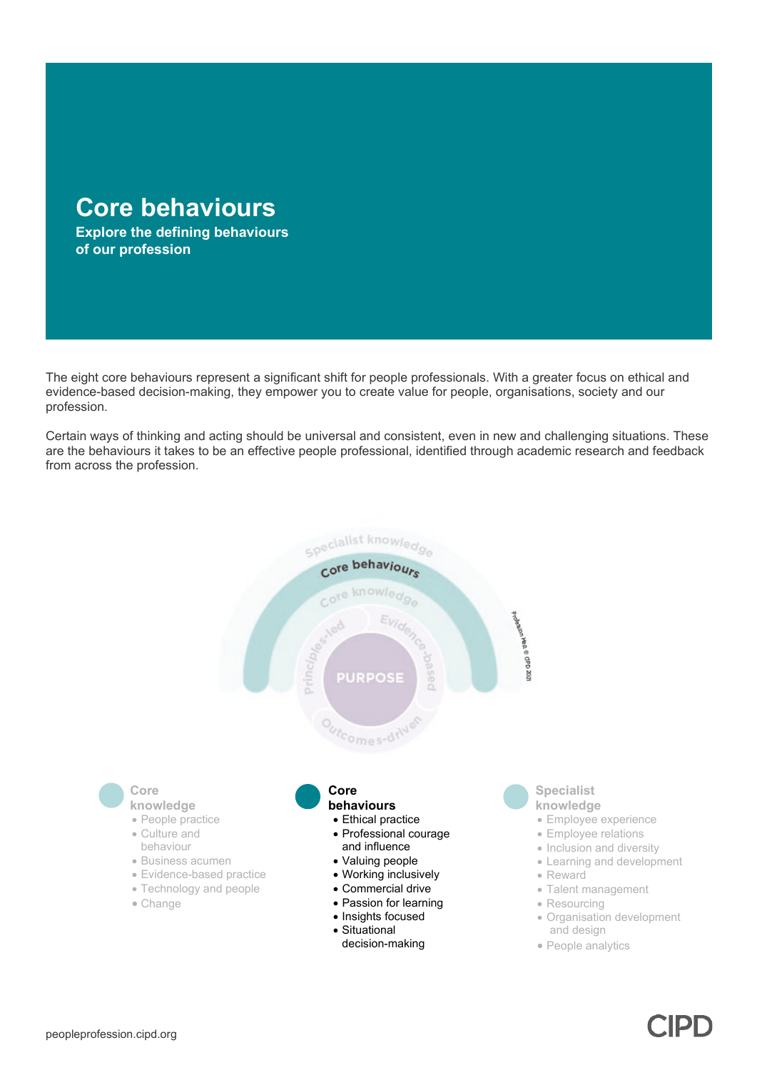# Core behaviours

**Explore the defining behaviours of our profession**

The eight core behaviours represent a significant shift for people professionals. With a greater focus on ethical and evidence-based decision-making, they empower you to create value for people, organisations, society and our profession.

Certain ways of thinking and acting should be universal and consistent, even in new and challenging situations. These are the behaviours it takes to be an effective people professional, identified through academic research and feedback from across the profession.

Specialist knowledge
Core behaviours
Core knowledge
Principles-led
Evidence-based
Outcomes-driven
PURPOSE
Profession Map © CIPD 2021

**Core knowledge**

- People practice
- Culture and behaviour
- Business acumen
- Evidence-based practice
- Technology and people
- Change

**Core behaviours**

- Ethical practice
- Professional courage and influence
- Valuing people
- Working inclusively
- Commercial drive
- Passion for learning
- Insights focused
- Situational decision-making

**Specialist knowledge**

- Employee experience
- Employee relations
- Inclusion and diversity
- Learning and development
- Reward
- Talent management
- Resourcing
- Organisation development and design
- People analytics

peopleprofession.cipd.org

CIPD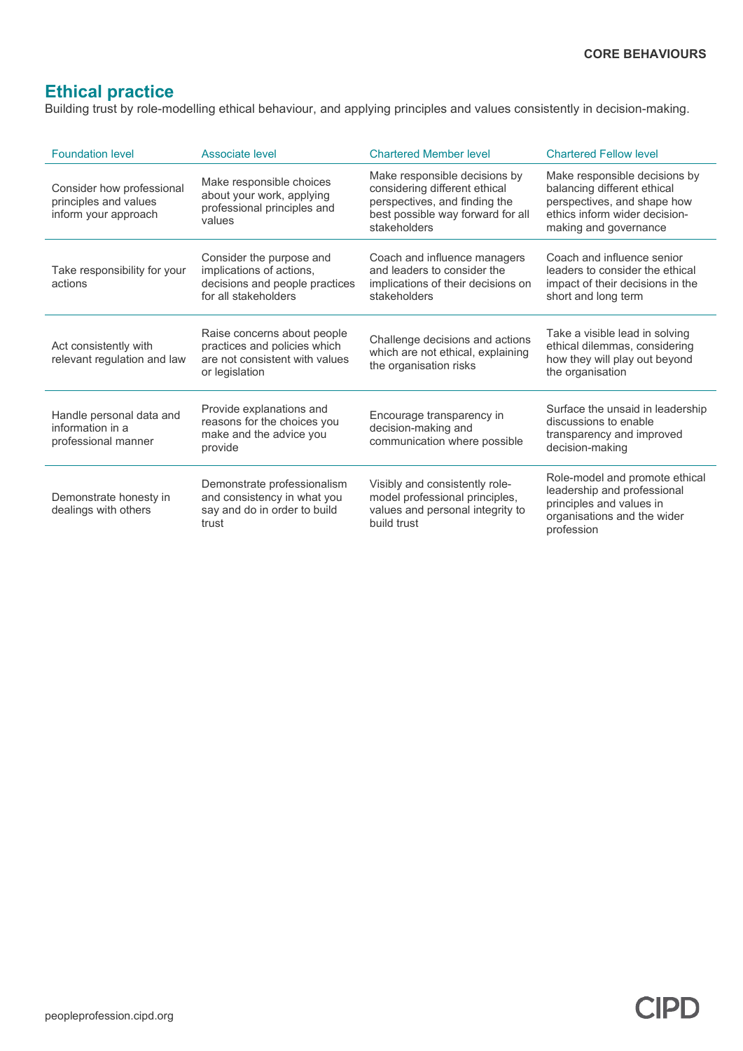## Ethical practice

Building trust by role-modelling ethical behaviour, and applying principles and values consistently in decision-making.

| Foundation level | Associate level | Chartered Member level | Chartered Fellow level |
|---|---|---|---|
| Consider how professional principles and values inform your approach | Make responsible choices about your work, applying professional principles and values | Make responsible decisions by considering different ethical perspectives, and finding the best possible way forward for all stakeholders | Make responsible decisions by balancing different ethical perspectives, and shape how ethics inform wider decision-making and governance |
| Take responsibility for your actions | Consider the purpose and implications of actions, decisions and people practices for all stakeholders | Coach and influence managers and leaders to consider the implications of their decisions on stakeholders | Coach and influence senior leaders to consider the ethical impact of their decisions in the short and long term |
| Act consistently with relevant regulation and law | Raise concerns about people practices and policies which are not consistent with values or legislation | Challenge decisions and actions which are not ethical, explaining the organisation risks | Take a visible lead in solving ethical dilemmas, considering how they will play out beyond the organisation |
| Handle personal data and information in a professional manner | Provide explanations and reasons for the choices you make and the advice you provide | Encourage transparency in decision-making and communication where possible | Surface the unsaid in leadership discussions to enable transparency and improved decision-making |
| Demonstrate honesty in dealings with others | Demonstrate professionalism and consistency in what you say and do in order to build trust | Visibly and consistently role-model professional principles, values and personal integrity to build trust | Role-model and promote ethical leadership and professional principles and values in organisations and the wider profession |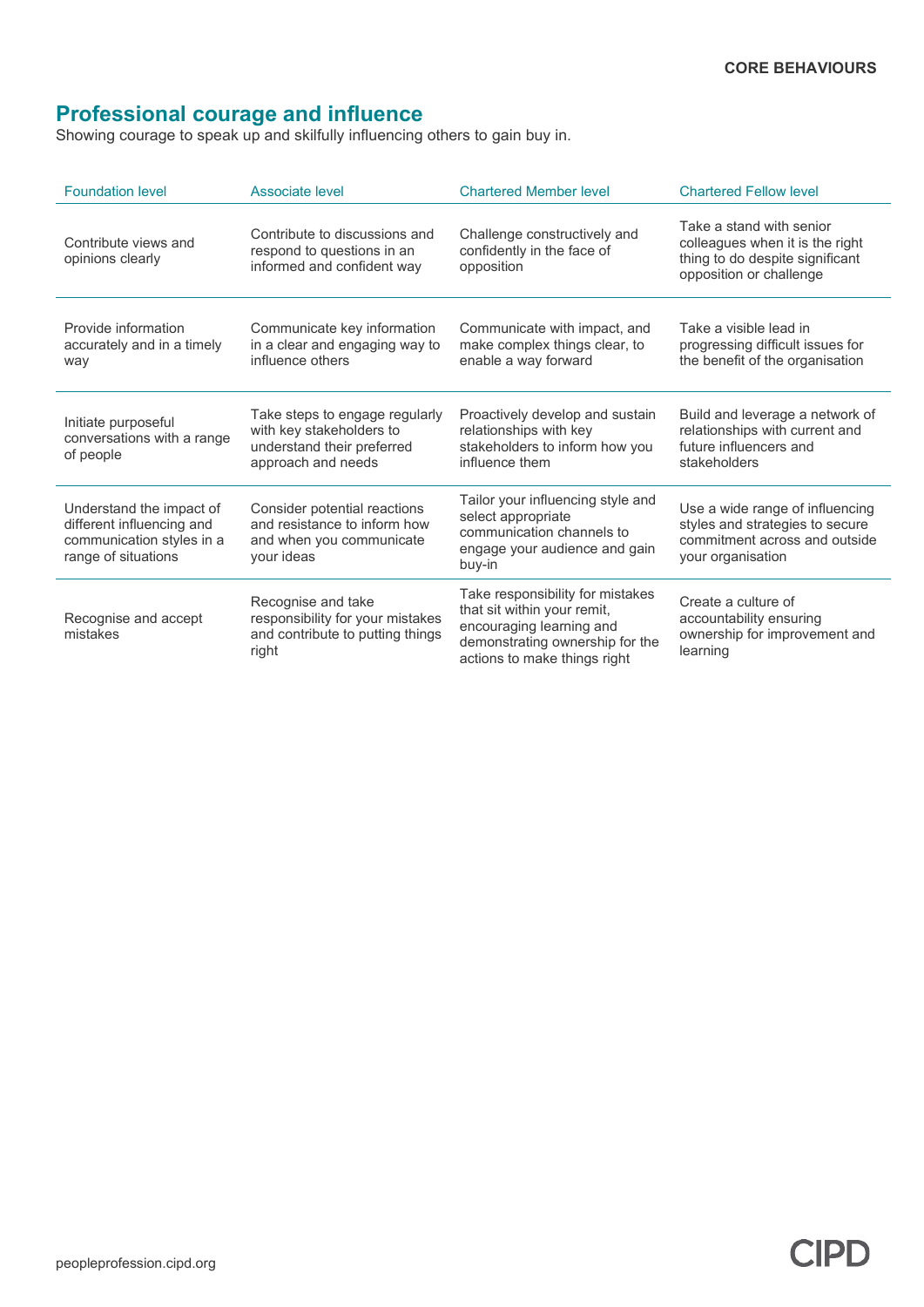## Professional courage and influence

Showing courage to speak up and skilfully influencing others to gain buy in.

| Foundation level | Associate level | Chartered Member level | Chartered Fellow level |
| --- | --- | --- | --- |
| Contribute views and opinions clearly | Contribute to discussions and respond to questions in an informed and confident way | Challenge constructively and confidently in the face of opposition | Take a stand with senior colleagues when it is the right thing to do despite significant opposition or challenge |
| Provide information accurately and in a timely way | Communicate key information in a clear and engaging way to influence others | Communicate with impact, and make complex things clear, to enable a way forward | Take a visible lead in progressing difficult issues for the benefit of the organisation |
| Initiate purposeful conversations with a range of people | Take steps to engage regularly with key stakeholders to understand their preferred approach and needs | Proactively develop and sustain relationships with key stakeholders to inform how you influence them | Build and leverage a network of relationships with current and future influencers and stakeholders |
| Understand the impact of different influencing and communication styles in a range of situations | Consider potential reactions and resistance to inform how and when you communicate your ideas | Tailor your influencing style and select appropriate communication channels to engage your audience and gain buy-in | Use a wide range of influencing styles and strategies to secure commitment across and outside your organisation |
| Recognise and accept mistakes | Recognise and take responsibility for your mistakes and contribute to putting things right | Take responsibility for mistakes that sit within your remit, encouraging learning and demonstrating ownership for the actions to make things right | Create a culture of accountability ensuring ownership for improvement and learning |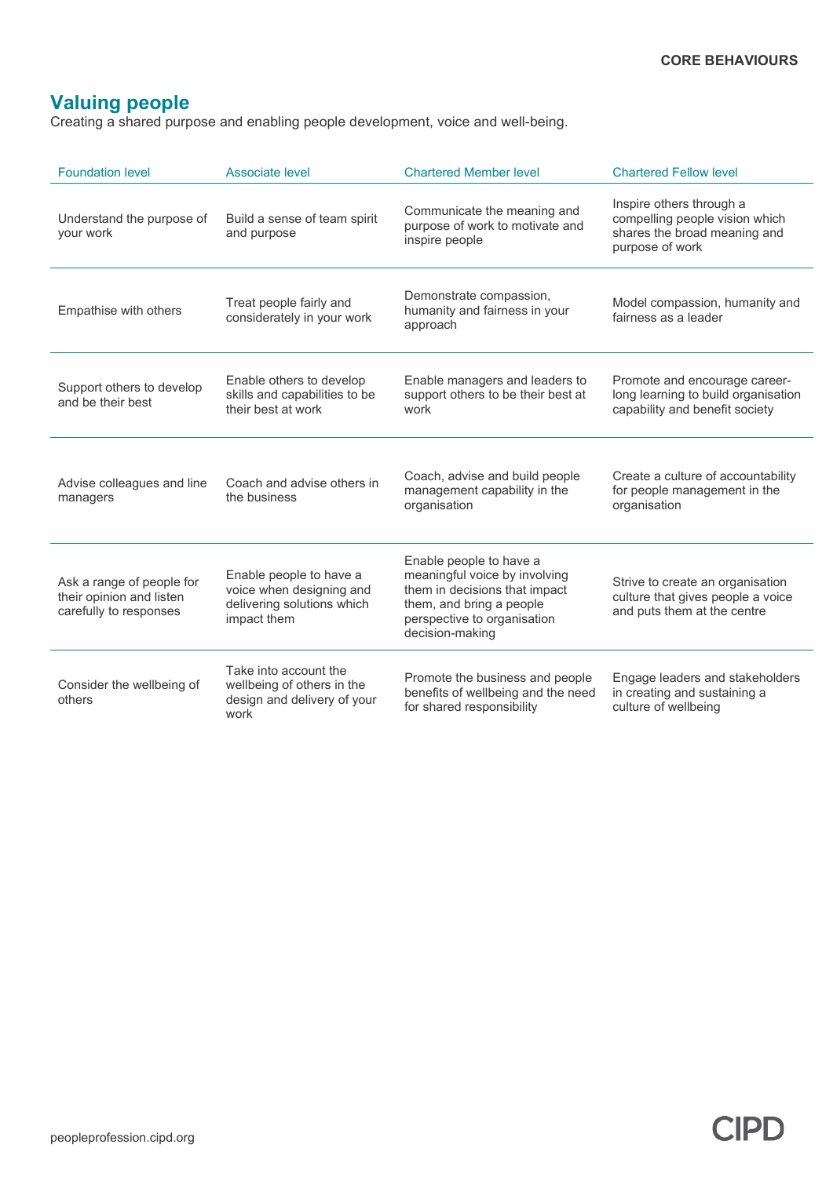## Valuing people

Creating a shared purpose and enabling people development, voice and well-being.

| Foundation level | Associate level | Chartered Member level | Chartered Fellow level |
|---|---|---|---|
| Understand the purpose of your work | Build a sense of team spirit and purpose | Communicate the meaning and purpose of work to motivate and inspire people | Inspire others through a compelling people vision which shares the broad meaning and purpose of work |
| Empathise with others | Treat people fairly and considerately in your work | Demonstrate compassion, humanity and fairness in your approach | Model compassion, humanity and fairness as a leader |
| Support others to develop and be their best | Enable others to develop skills and capabilities to be their best at work | Enable managers and leaders to support others to be their best at work | Promote and encourage career-long learning to build organisation capability and benefit society |
| Advise colleagues and line managers | Coach and advise others in the business | Coach, advise and build people management capability in the organisation | Create a culture of accountability for people management in the organisation |
| Ask a range of people for their opinion and listen carefully to responses | Enable people to have a voice when designing and delivering solutions which impact them | Enable people to have a meaningful voice by involving them in decisions that impact them, and bring a people perspective to organisation decision-making | Strive to create an organisation culture that gives people a voice and puts them at the centre |
| Consider the wellbeing of others | Take into account the wellbeing of others in the design and delivery of your work | Promote the business and people benefits of wellbeing and the need for shared responsibility | Engage leaders and stakeholders in creating and sustaining a culture of wellbeing |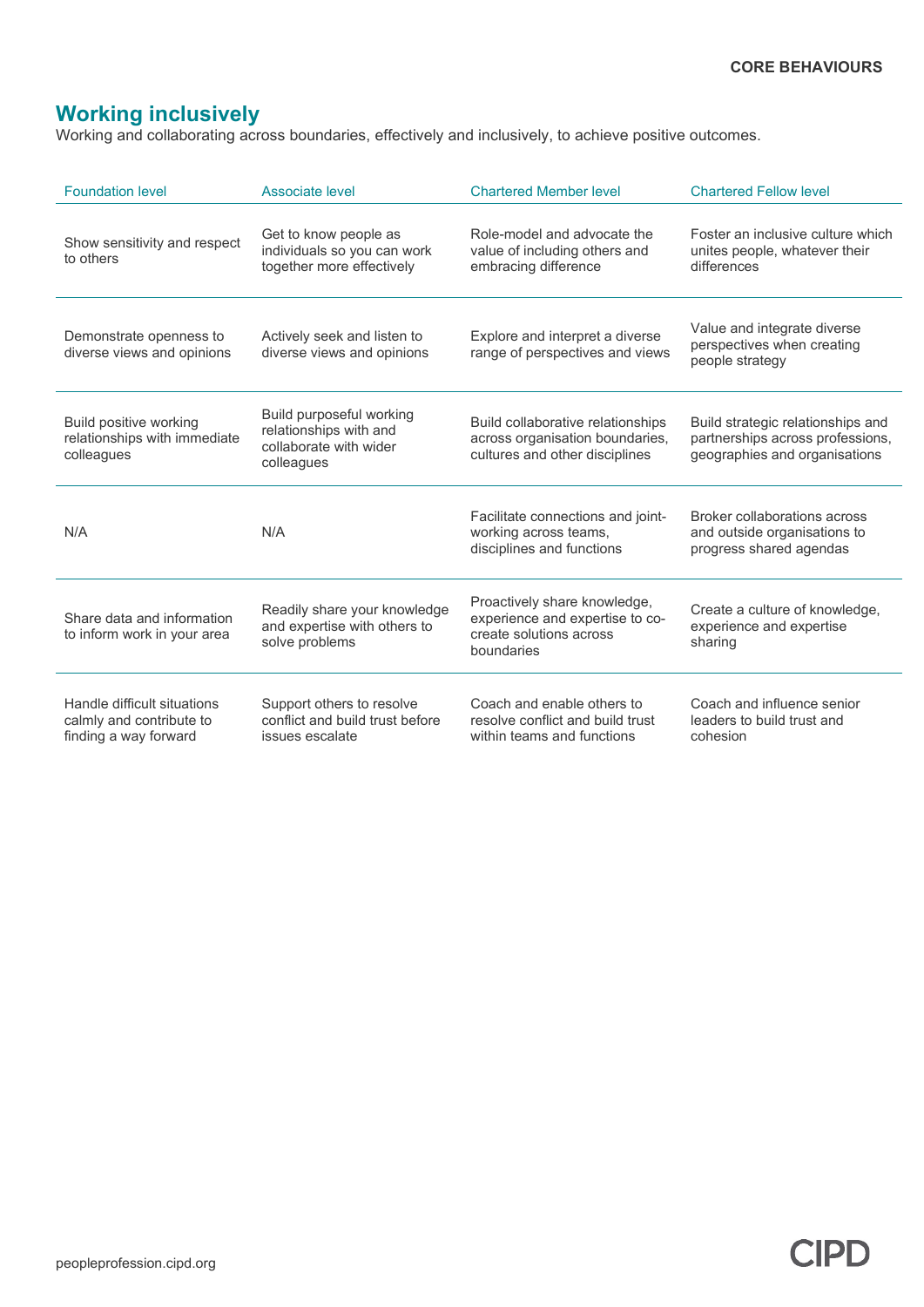## Working inclusively

Working and collaborating across boundaries, effectively and inclusively, to achieve positive outcomes.

| Foundation level | Associate level | Chartered Member level | Chartered Fellow level |
|---|---|---|---|
| Show sensitivity and respect to others | Get to know people as individuals so you can work together more effectively | Role-model and advocate the value of including others and embracing difference | Foster an inclusive culture which unites people, whatever their differences |
| Demonstrate openness to diverse views and opinions | Actively seek and listen to diverse views and opinions | Explore and interpret a diverse range of perspectives and views | Value and integrate diverse perspectives when creating people strategy |
| Build positive working relationships with immediate colleagues | Build purposeful working relationships with and collaborate with wider colleagues | Build collaborative relationships across organisation boundaries, cultures and other disciplines | Build strategic relationships and partnerships across professions, geographies and organisations |
| N/A | N/A | Facilitate connections and joint-working across teams, disciplines and functions | Broker collaborations across and outside organisations to progress shared agendas |
| Share data and information to inform work in your area | Readily share your knowledge and expertise with others to solve problems | Proactively share knowledge, experience and expertise to co-create solutions across boundaries | Create a culture of knowledge, experience and expertise sharing |
| Handle difficult situations calmly and contribute to finding a way forward | Support others to resolve conflict and build trust before issues escalate | Coach and enable others to resolve conflict and build trust within teams and functions | Coach and influence senior leaders to build trust and cohesion |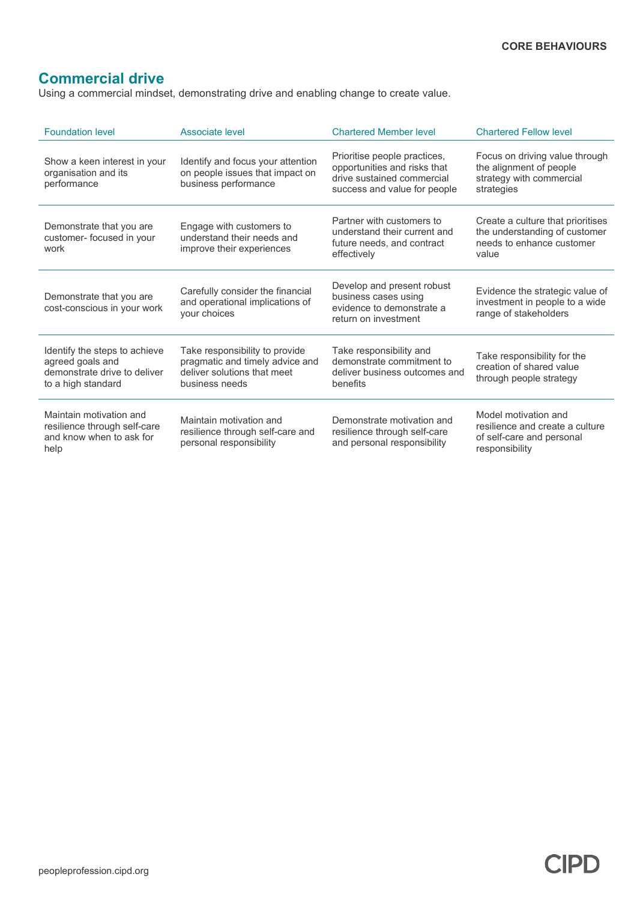## Commercial drive

Using a commercial mindset, demonstrating drive and enabling change to create value.

| Foundation level | Associate level | Chartered Member level | Chartered Fellow level |
|---|---|---|---|
| Show a keen interest in your organisation and its performance | Identify and focus your attention on people issues that impact on business performance | Prioritise people practices, opportunities and risks that drive sustained commercial success and value for people | Focus on driving value through the alignment of people strategy with commercial strategies |
| Demonstrate that you are customer- focused in your work | Engage with customers to understand their needs and improve their experiences | Partner with customers to understand their current and future needs, and contract effectively | Create a culture that prioritises the understanding of customer needs to enhance customer value |
| Demonstrate that you are cost-conscious in your work | Carefully consider the financial and operational implications of your choices | Develop and present robust business cases using evidence to demonstrate a return on investment | Evidence the strategic value of investment in people to a wide range of stakeholders |
| Identify the steps to achieve agreed goals and demonstrate drive to deliver to a high standard | Take responsibility to provide pragmatic and timely advice and deliver solutions that meet business needs | Take responsibility and demonstrate commitment to deliver business outcomes and benefits | Take responsibility for the creation of shared value through people strategy |
| Maintain motivation and resilience through self-care and know when to ask for help | Maintain motivation and resilience through self-care and personal responsibility | Demonstrate motivation and resilience through self-care and personal responsibility | Model motivation and resilience and create a culture of self-care and personal responsibility |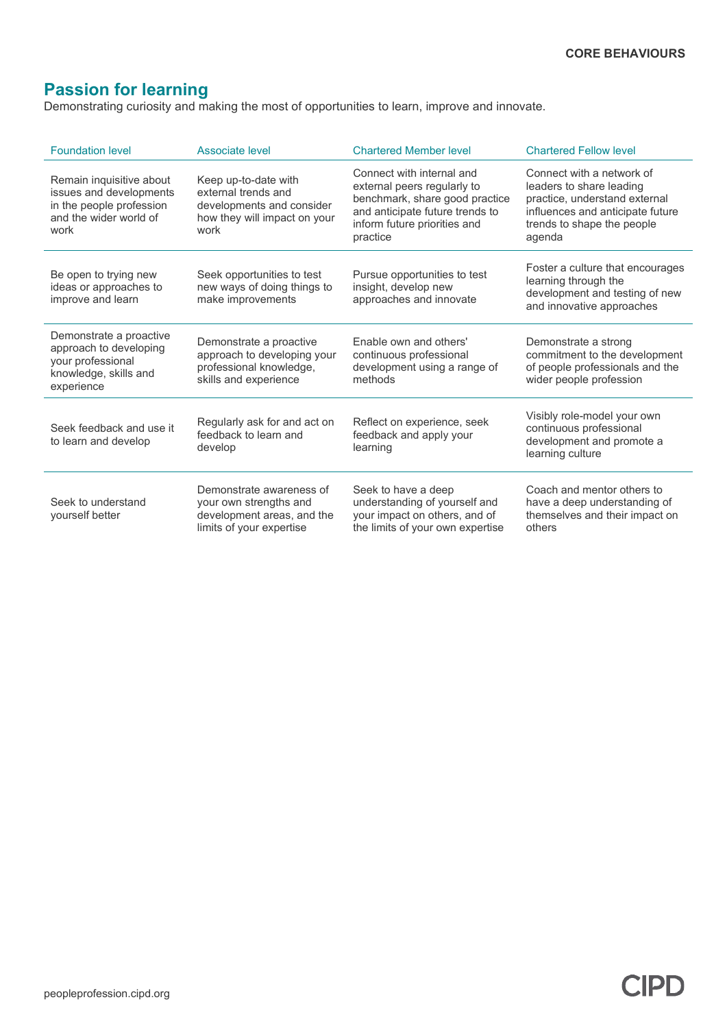## Passion for learning

Demonstrating curiosity and making the most of opportunities to learn, improve and innovate.

| Foundation level | Associate level | Chartered Member level | Chartered Fellow level |
|---|---|---|---|
| Remain inquisitive about issues and developments in the people profession and the wider world of work | Keep up-to-date with external trends and developments and consider how they will impact on your work | Connect with internal and external peers regularly to benchmark, share good practice and anticipate future trends to inform future priorities and practice | Connect with a network of leaders to share leading practice, understand external influences and anticipate future trends to shape the people agenda |
| Be open to trying new ideas or approaches to improve and learn | Seek opportunities to test new ways of doing things to make improvements | Pursue opportunities to test insight, develop new approaches and innovate | Foster a culture that encourages learning through the development and testing of new and innovative approaches |
| Demonstrate a proactive approach to developing your professional knowledge, skills and experience | Demonstrate a proactive approach to developing your professional knowledge, skills and experience | Enable own and others' continuous professional development using a range of methods | Demonstrate a strong commitment to the development of people professionals and the wider people profession |
| Seek feedback and use it to learn and develop | Regularly ask for and act on feedback to learn and develop | Reflect on experience, seek feedback and apply your learning | Visibly role-model your own continuous professional development and promote a learning culture |
| Seek to understand yourself better | Demonstrate awareness of your own strengths and development areas, and the limits of your expertise | Seek to have a deep understanding of yourself and your impact on others, and of the limits of your own expertise | Coach and mentor others to have a deep understanding of themselves and their impact on others |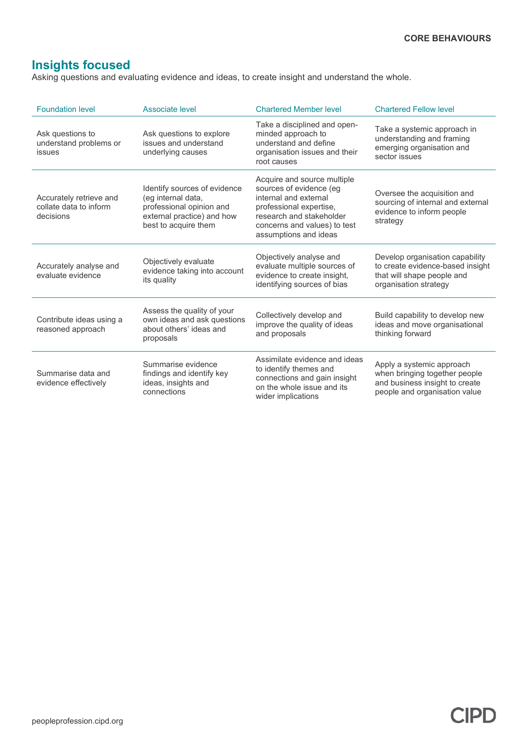## Insights focused

Asking questions and evaluating evidence and ideas, to create insight and understand the whole.

| Foundation level | Associate level | Chartered Member level | Chartered Fellow level |
|---|---|---|---|
| Ask questions to understand problems or issues | Ask questions to explore issues and understand underlying causes | Take a disciplined and open-minded approach to understand and define organisation issues and their root causes | Take a systemic approach in understanding and framing emerging organisation and sector issues |
| Accurately retrieve and collate data to inform decisions | Identify sources of evidence (eg internal data, professional opinion and external practice) and how best to acquire them | Acquire and source multiple sources of evidence (eg internal and external professional expertise, research and stakeholder concerns and values) to test assumptions and ideas | Oversee the acquisition and sourcing of internal and external evidence to inform people strategy |
| Accurately analyse and evaluate evidence | Objectively evaluate evidence taking into account its quality | Objectively analyse and evaluate multiple sources of evidence to create insight, identifying sources of bias | Develop organisation capability to create evidence-based insight that will shape people and organisation strategy |
| Contribute ideas using a reasoned approach | Assess the quality of your own ideas and ask questions about others' ideas and proposals | Collectively develop and improve the quality of ideas and proposals | Build capability to develop new ideas and move organisational thinking forward |
| Summarise data and evidence effectively | Summarise evidence findings and identify key ideas, insights and connections | Assimilate evidence and ideas to identify themes and connections and gain insight on the whole issue and its wider implications | Apply a systemic approach when bringing together people and business insight to create people and organisation value |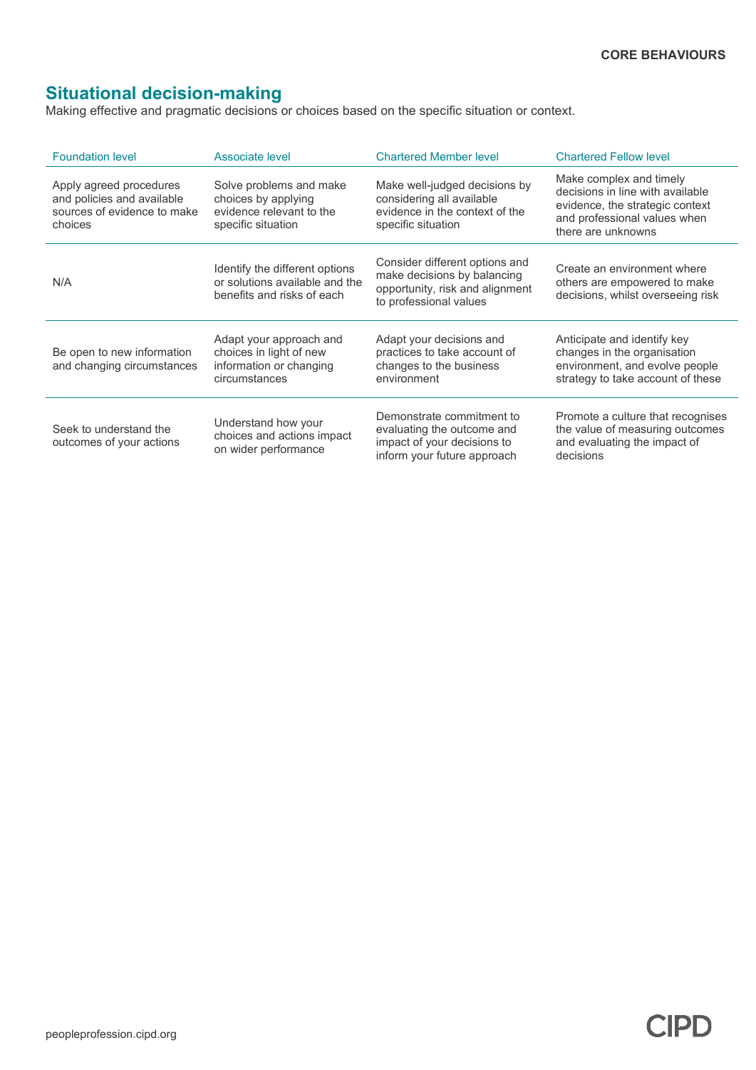## Situational decision-making

Making effective and pragmatic decisions or choices based on the specific situation or context.

| Foundation level | Associate level | Chartered Member level | Chartered Fellow level |
|---|---|---|---|
| Apply agreed procedures and policies and available sources of evidence to make choices | Solve problems and make choices by applying evidence relevant to the specific situation | Make well-judged decisions by considering all available evidence in the context of the specific situation | Make complex and timely decisions in line with available evidence, the strategic context and professional values when there are unknowns |
| N/A | Identify the different options or solutions available and the benefits and risks of each | Consider different options and make decisions by balancing opportunity, risk and alignment to professional values | Create an environment where others are empowered to make decisions, whilst overseeing risk |
| Be open to new information and changing circumstances | Adapt your approach and choices in light of new information or changing circumstances | Adapt your decisions and practices to take account of changes to the business environment | Anticipate and identify key changes in the organisation environment, and evolve people strategy to take account of these |
| Seek to understand the outcomes of your actions | Understand how your choices and actions impact on wider performance | Demonstrate commitment to evaluating the outcome and impact of your decisions to inform your future approach | Promote a culture that recognises the value of measuring outcomes and evaluating the impact of decisions |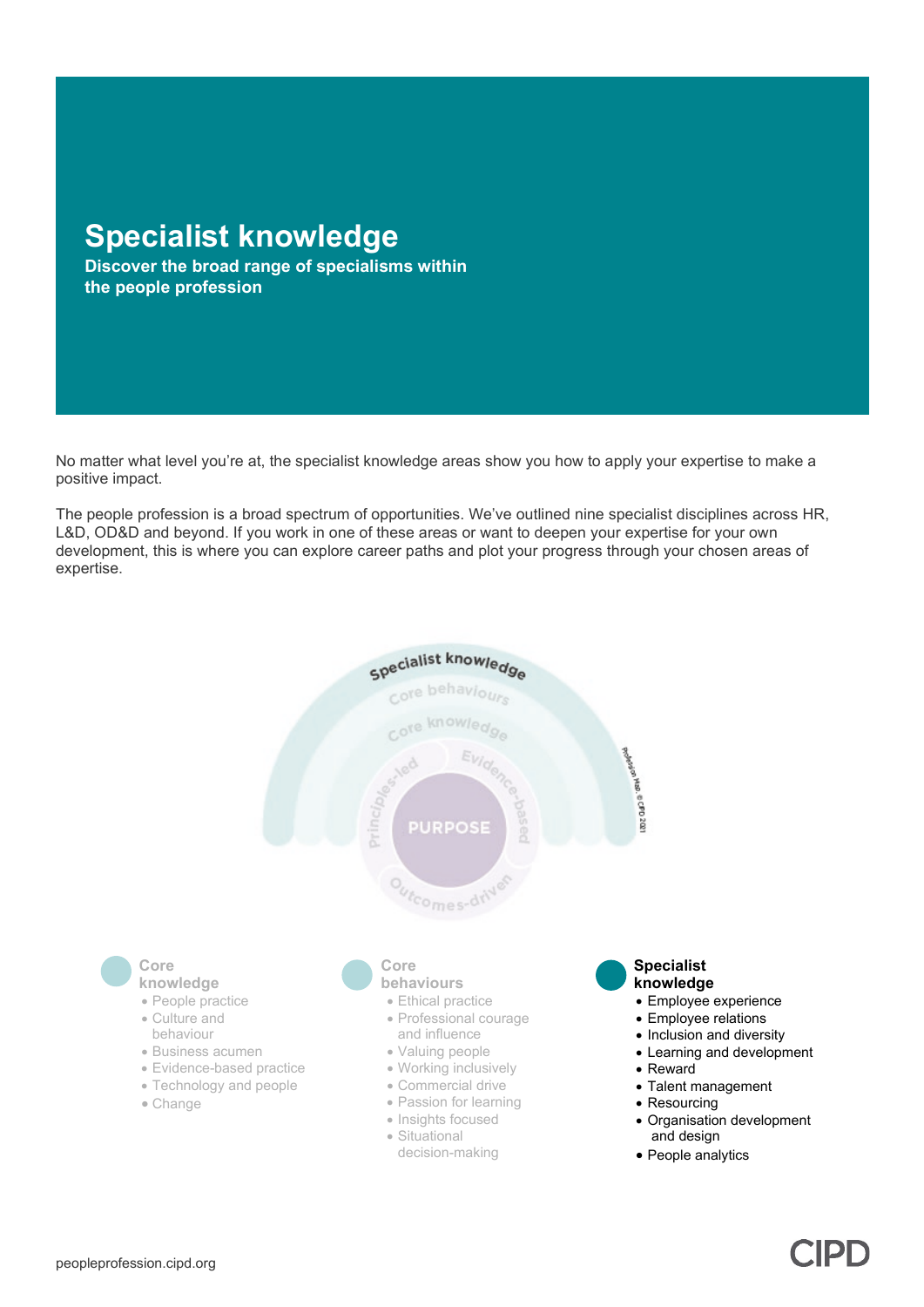# Specialist knowledge

**Discover the broad range of specialisms within the people profession**

No matter what level you're at, the specialist knowledge areas show you how to apply your expertise to make a positive impact.

The people profession is a broad spectrum of opportunities. We've outlined nine specialist disciplines across HR, L&D, OD&D and beyond. If you work in one of these areas or want to deepen your expertise for your own development, this is where you can explore career paths and plot your progress through your chosen areas of expertise.

Specialist knowledge
Core behaviours
Core knowledge
Principles-led
Evidence-based
Outcomes-driven
PURPOSE
Profession Map. © CIPD 2021

**Core knowledge**

- People practice
- Culture and behaviour
- Business acumen
- Evidence-based practice
- Technology and people
- Change

**Core behaviours**

- Ethical practice
- Professional courage and influence
- Valuing people
- Working inclusively
- Commercial drive
- Passion for learning
- Insights focused
- Situational decision-making

**Specialist knowledge**

- Employee experience
- Employee relations
- Inclusion and diversity
- Learning and development
- Reward
- Talent management
- Resourcing
- Organisation development and design
- People analytics

peopleprofession.cipd.org

CIPD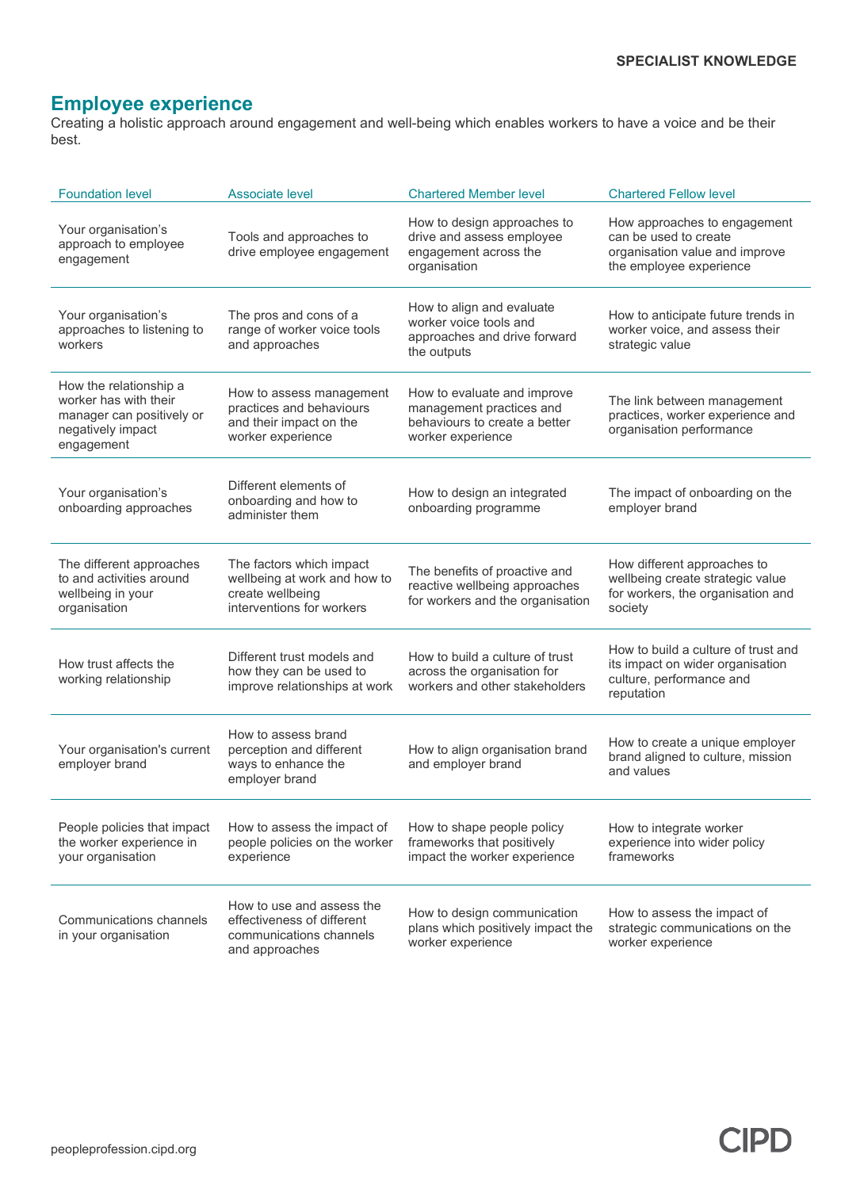## Employee experience

Creating a holistic approach around engagement and well-being which enables workers to have a voice and be their best.

| Foundation level | Associate level | Chartered Member level | Chartered Fellow level |
|---|---|---|---|
| Your organisation's approach to employee engagement | Tools and approaches to drive employee engagement | How to design approaches to drive and assess employee engagement across the organisation | How approaches to engagement can be used to create organisation value and improve the employee experience |
| Your organisation's approaches to listening to workers | The pros and cons of a range of worker voice tools and approaches | How to align and evaluate worker voice tools and approaches and drive forward the outputs | How to anticipate future trends in worker voice, and assess their strategic value |
| How the relationship a worker has with their manager can positively or negatively impact engagement | How to assess management practices and behaviours and their impact on the worker experience | How to evaluate and improve management practices and behaviours to create a better worker experience | The link between management practices, worker experience and organisation performance |
| Your organisation's onboarding approaches | Different elements of onboarding and how to administer them | How to design an integrated onboarding programme | The impact of onboarding on the employer brand |
| The different approaches to and activities around wellbeing in your organisation | The factors which impact wellbeing at work and how to create wellbeing interventions for workers | The benefits of proactive and reactive wellbeing approaches for workers and the organisation | How different approaches to wellbeing create strategic value for workers, the organisation and society |
| How trust affects the working relationship | Different trust models and how they can be used to improve relationships at work | How to build a culture of trust across the organisation for workers and other stakeholders | How to build a culture of trust and its impact on wider organisation culture, performance and reputation |
| Your organisation's current employer brand | How to assess brand perception and different ways to enhance the employer brand | How to align organisation brand and employer brand | How to create a unique employer brand aligned to culture, mission and values |
| People policies that impact the worker experience in your organisation | How to assess the impact of people policies on the worker experience | How to shape people policy frameworks that positively impact the worker experience | How to integrate worker experience into wider policy frameworks |
| Communications channels in your organisation | How to use and assess the effectiveness of different communications channels and approaches | How to design communication plans which positively impact the worker experience | How to assess the impact of strategic communications on the worker experience |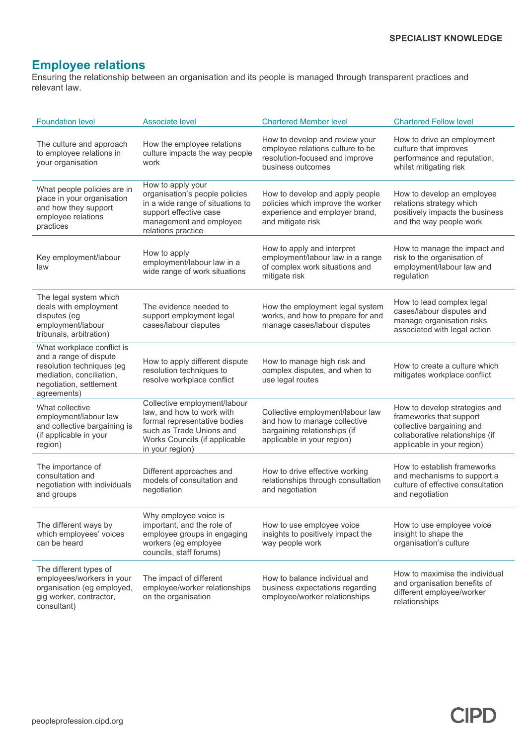## Employee relations

Ensuring the relationship between an organisation and its people is managed through transparent practices and relevant law.

| Foundation level | Associate level | Chartered Member level | Chartered Fellow level |
|---|---|---|---|
| The culture and approach to employee relations in your organisation | How the employee relations culture impacts the way people work | How to develop and review your employee relations culture to be resolution-focused and improve business outcomes | How to drive an employment culture that improves performance and reputation, whilst mitigating risk |
| What people policies are in place in your organisation and how they support employee relations practices | How to apply your organisation's people policies in a wide range of situations to support effective case management and employee relations practice | How to develop and apply people policies which improve the worker experience and employer brand, and mitigate risk | How to develop an employee relations strategy which positively impacts the business and the way people work |
| Key employment/labour law | How to apply employment/labour law in a wide range of work situations | How to apply and interpret employment/labour law in a range of complex work situations and mitigate risk | How to manage the impact and risk to the organisation of employment/labour law and regulation |
| The legal system which deals with employment disputes (eg employment/labour tribunals, arbitration) | The evidence needed to support employment legal cases/labour disputes | How the employment legal system works, and how to prepare for and manage cases/labour disputes | How to lead complex legal cases/labour disputes and manage organisation risks associated with legal action |
| What workplace conflict is and a range of dispute resolution techniques (eg mediation, conciliation, negotiation, settlement agreements) | How to apply different dispute resolution techniques to resolve workplace conflict | How to manage high risk and complex disputes, and when to use legal routes | How to create a culture which mitigates workplace conflict |
| What collective employment/labour law and collective bargaining is (if applicable in your region) | Collective employment/labour law, and how to work with formal representative bodies such as Trade Unions and Works Councils (if applicable in your region) | Collective employment/labour law and how to manage collective bargaining relationships (if applicable in your region) | How to develop strategies and frameworks that support collective bargaining and collaborative relationships (if applicable in your region) |
| The importance of consultation and negotiation with individuals and groups | Different approaches and models of consultation and negotiation | How to drive effective working relationships through consultation and negotiation | How to establish frameworks and mechanisms to support a culture of effective consultation and negotiation |
| The different ways by which employees' voices can be heard | Why employee voice is important, and the role of employee groups in engaging workers (eg employee councils, staff forums) | How to use employee voice insights to positively impact the way people work | How to use employee voice insight to shape the organisation's culture |
| The different types of employees/workers in your organisation (eg employed, gig worker, contractor, consultant) | The impact of different employee/worker relationships on the organisation | How to balance individual and business expectations regarding employee/worker relationships | How to maximise the individual and organisation benefits of different employee/worker relationships |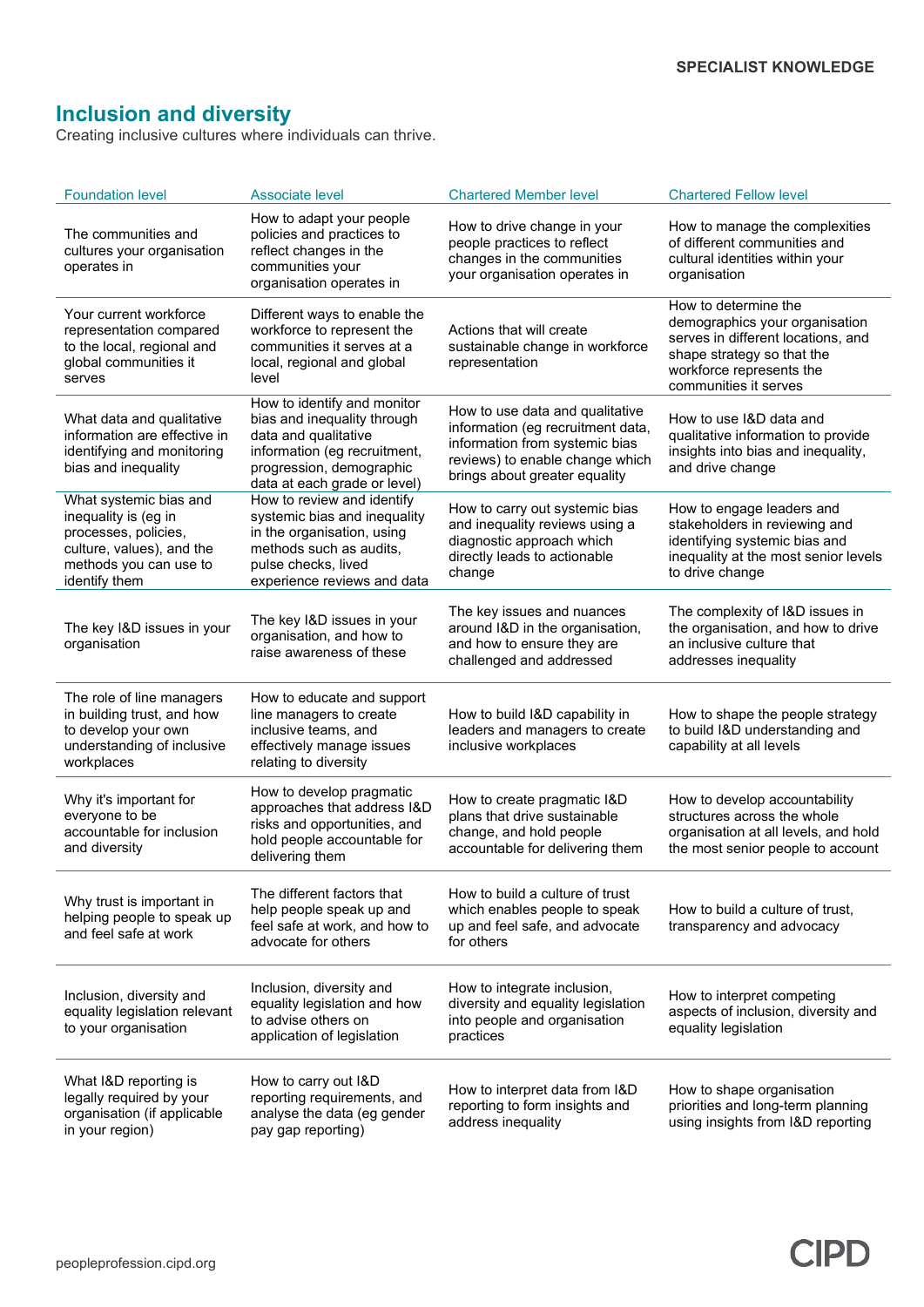SPECIALIST KNOWLEDGE

## Inclusion and diversity

Creating inclusive cultures where individuals can thrive.

| Foundation level | Associate level | Chartered Member level | Chartered Fellow level |
|---|---|---|---|
| The communities and cultures your organisation operates in | How to adapt your people policies and practices to reflect changes in the communities your organisation operates in | How to drive change in your people practices to reflect changes in the communities your organisation operates in | How to manage the complexities of different communities and cultural identities within your organisation |
| Your current workforce representation compared to the local, regional and global communities it serves | Different ways to enable the workforce to represent the communities it serves at a local, regional and global level | Actions that will create sustainable change in workforce representation | How to determine the demographics your organisation serves in different locations, and shape strategy so that the workforce represents the communities it serves |
| What data and qualitative information are effective in identifying and monitoring bias and inequality | How to identify and monitor bias and inequality through data and qualitative information (eg recruitment, progression, demographic data at each grade or level) | How to use data and qualitative information (eg recruitment data, information from systemic bias reviews) to enable change which brings about greater equality | How to use I&D data and qualitative information to provide insights into bias and inequality, and drive change |
| What systemic bias and inequality is (eg in processes, policies, culture, values), and the methods you can use to identify them | How to review and identify systemic bias and inequality in the organisation, using methods such as audits, pulse checks, lived experience reviews and data | How to carry out systemic bias and inequality reviews using a diagnostic approach which directly leads to actionable change | How to engage leaders and stakeholders in reviewing and identifying systemic bias and inequality at the most senior levels to drive change |
| The key I&D issues in your organisation | The key I&D issues in your organisation, and how to raise awareness of these | The key issues and nuances around I&D in the organisation, and how to ensure they are challenged and addressed | The complexity of I&D issues in the organisation, and how to drive an inclusive culture that addresses inequality |
| The role of line managers in building trust, and how to develop your own understanding of inclusive workplaces | How to educate and support line managers to create inclusive teams, and effectively manage issues relating to diversity | How to build I&D capability in leaders and managers to create inclusive workplaces | How to shape the people strategy to build I&D understanding and capability at all levels |
| Why it's important for everyone to be accountable for inclusion and diversity | How to develop pragmatic approaches that address I&D risks and opportunities, and hold people accountable for delivering them | How to create pragmatic I&D plans that drive sustainable change, and hold people accountable for delivering them | How to develop accountability structures across the whole organisation at all levels, and hold the most senior people to account |
| Why trust is important in helping people to speak up and feel safe at work | The different factors that help people speak up and feel safe at work, and how to advocate for others | How to build a culture of trust which enables people to speak up and feel safe, and advocate for others | How to build a culture of trust, transparency and advocacy |
| Inclusion, diversity and equality legislation relevant to your organisation | Inclusion, diversity and equality legislation and how to advise others on application of legislation | How to integrate inclusion, diversity and equality legislation into people and organisation practices | How to interpret competing aspects of inclusion, diversity and equality legislation |
| What I&D reporting is legally required by your organisation (if applicable in your region) | How to carry out I&D reporting requirements, and analyse the data (eg gender pay gap reporting) | How to interpret data from I&D reporting to form insights and address inequality | How to shape organisation priorities and long-term planning using insights from I&D reporting |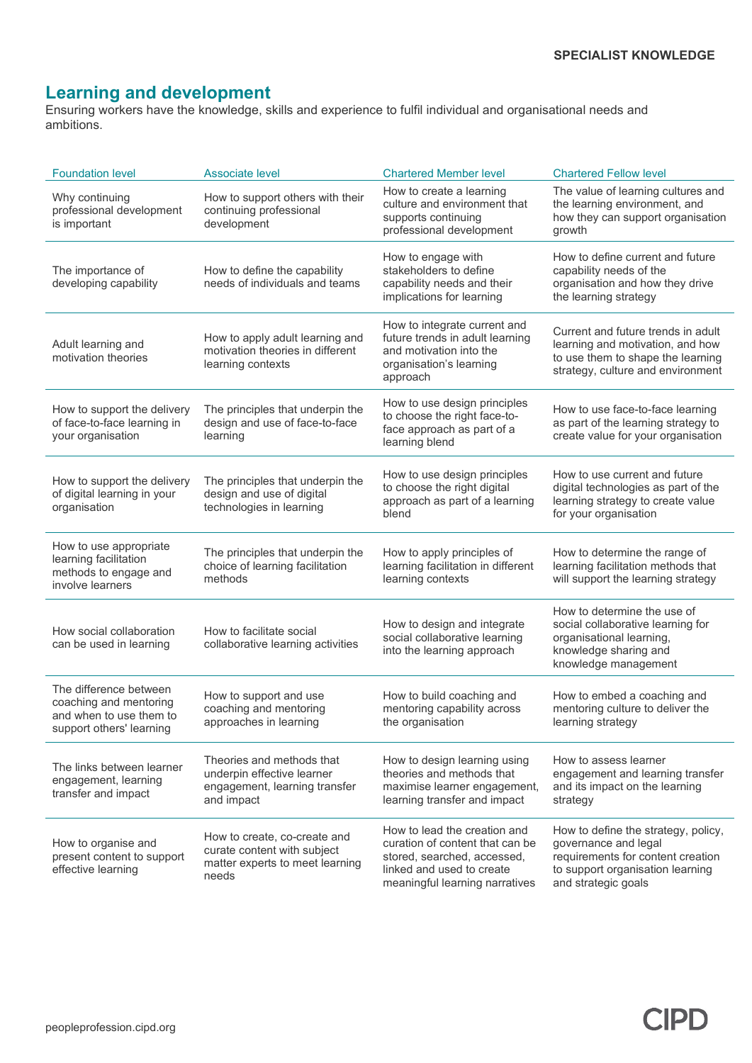**SPECIALIST KNOWLEDGE**

## Learning and development

Ensuring workers have the knowledge, skills and experience to fulfil individual and organisational needs and ambitions.

| Foundation level | Associate level | Chartered Member level | Chartered Fellow level |
|---|---|---|---|
| Why continuing professional development is important | How to support others with their continuing professional development | How to create a learning culture and environment that supports continuing professional development | The value of learning cultures and the learning environment, and how they can support organisation growth |
| The importance of developing capability | How to define the capability needs of individuals and teams | How to engage with stakeholders to define capability needs and their implications for learning | How to define current and future capability needs of the organisation and how they drive the learning strategy |
| Adult learning and motivation theories | How to apply adult learning and motivation theories in different learning contexts | How to integrate current and future trends in adult learning and motivation into the organisation's learning approach | Current and future trends in adult learning and motivation, and how to use them to shape the learning strategy, culture and environment |
| How to support the delivery of face-to-face learning in your organisation | The principles that underpin the design and use of face-to-face learning | How to use design principles to choose the right face-to-face approach as part of a learning blend | How to use face-to-face learning as part of the learning strategy to create value for your organisation |
| How to support the delivery of digital learning in your organisation | The principles that underpin the design and use of digital technologies in learning | How to use design principles to choose the right digital approach as part of a learning blend | How to use current and future digital technologies as part of the learning strategy to create value for your organisation |
| How to use appropriate learning facilitation methods to engage and involve learners | The principles that underpin the choice of learning facilitation methods | How to apply principles of learning facilitation in different learning contexts | How to determine the range of learning facilitation methods that will support the learning strategy |
| How social collaboration can be used in learning | How to facilitate social collaborative learning activities | How to design and integrate social collaborative learning into the learning approach | How to determine the use of social collaborative learning for organisational learning, knowledge sharing and knowledge management |
| The difference between coaching and mentoring and when to use them to support others' learning | How to support and use coaching and mentoring approaches in learning | How to build coaching and mentoring capability across the organisation | How to embed a coaching and mentoring culture to deliver the learning strategy |
| The links between learner engagement, learning transfer and impact | Theories and methods that underpin effective learner engagement, learning transfer and impact | How to design learning using theories and methods that maximise learner engagement, learning transfer and impact | How to assess learner engagement and learning transfer and its impact on the learning strategy |
| How to organise and present content to support effective learning | How to create, co-create and curate content with subject matter experts to meet learning needs | How to lead the creation and curation of content that can be stored, searched, accessed, linked and used to create meaningful learning narratives | How to define the strategy, policy, governance and legal requirements for content creation to support organisation learning and strategic goals |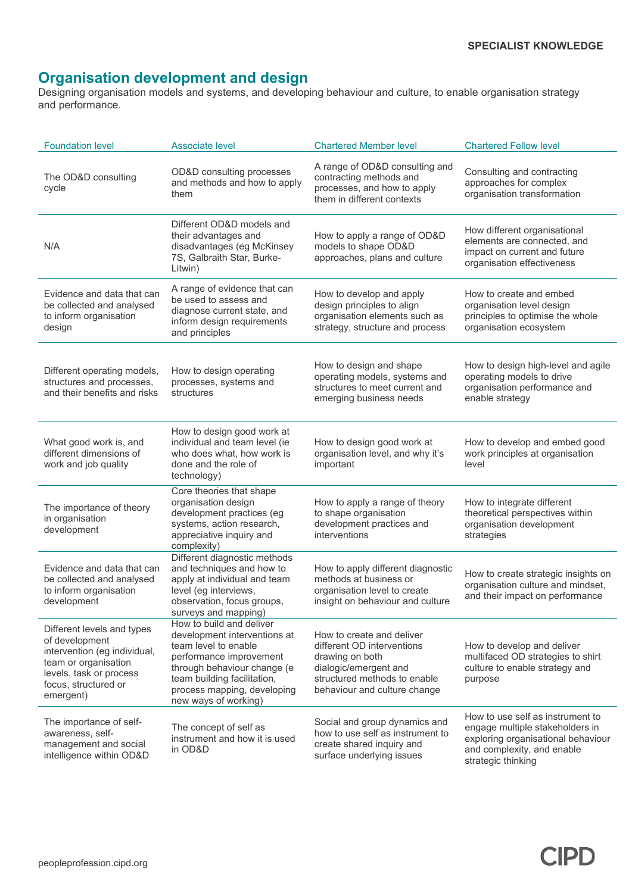SPECIALIST KNOWLEDGE

## Organisation development and design

Designing organisation models and systems, and developing behaviour and culture, to enable organisation strategy and performance.

| Foundation level | Associate level | Chartered Member level | Chartered Fellow level |
|---|---|---|---|
| The OD&D consulting cycle | OD&D consulting processes and methods and how to apply them | A range of OD&D consulting and contracting methods and processes, and how to apply them in different contexts | Consulting and contracting approaches for complex organisation transformation |
| N/A | Different OD&D models and their advantages and disadvantages (eg McKinsey 7S, Galbraith Star, Burke-Litwin) | How to apply a range of OD&D models to shape OD&D approaches, plans and culture | How different organisational elements are connected, and impact on current and future organisation effectiveness |
| Evidence and data that can be collected and analysed to inform organisation design | A range of evidence that can be used to assess and diagnose current state, and inform design requirements and principles | How to develop and apply design principles to align organisation elements such as strategy, structure and process | How to create and embed organisation level design principles to optimise the whole organisation ecosystem |
| Different operating models, structures and processes, and their benefits and risks | How to design operating processes, systems and structures | How to design and shape operating models, systems and structures to meet current and emerging business needs | How to design high-level and agile operating models to drive organisation performance and enable strategy |
| What good work is, and different dimensions of work and job quality | How to design good work at individual and team level (ie who does what, how work is done and the role of technology) | How to design good work at organisation level, and why it's important | How to develop and embed good work principles at organisation level |
| The importance of theory in organisation development | Core theories that shape organisation design development practices (eg systems, action research, appreciative inquiry and complexity) | How to apply a range of theory to shape organisation development practices and interventions | How to integrate different theoretical perspectives within organisation development strategies |
| Evidence and data that can be collected and analysed to inform organisation development | Different diagnostic methods and techniques and how to apply at individual and team level (eg interviews, observation, focus groups, surveys and mapping) | How to apply different diagnostic methods at business or organisation level to create insight on behaviour and culture | How to create strategic insights on organisation culture and mindset, and their impact on performance |
| Different levels and types of development intervention (eg individual, team or organisation levels, task or process focus, structured or emergent) | How to build and deliver development interventions at team level to enable performance improvement through behaviour change (e team building facilitation, process mapping, developing new ways of working) | How to create and deliver different OD interventions drawing on both dialogic/emergent and structured methods to enable behaviour and culture change | How to develop and deliver multifaced OD strategies to shirt culture to enable strategy and purpose |
| The importance of self-awareness, self-management and social intelligence within OD&D | The concept of self as instrument and how it is used in OD&D | Social and group dynamics and how to use self as instrument to create shared inquiry and surface underlying issues | How to use self as instrument to engage multiple stakeholders in exploring organisational behaviour and complexity, and enable strategic thinking |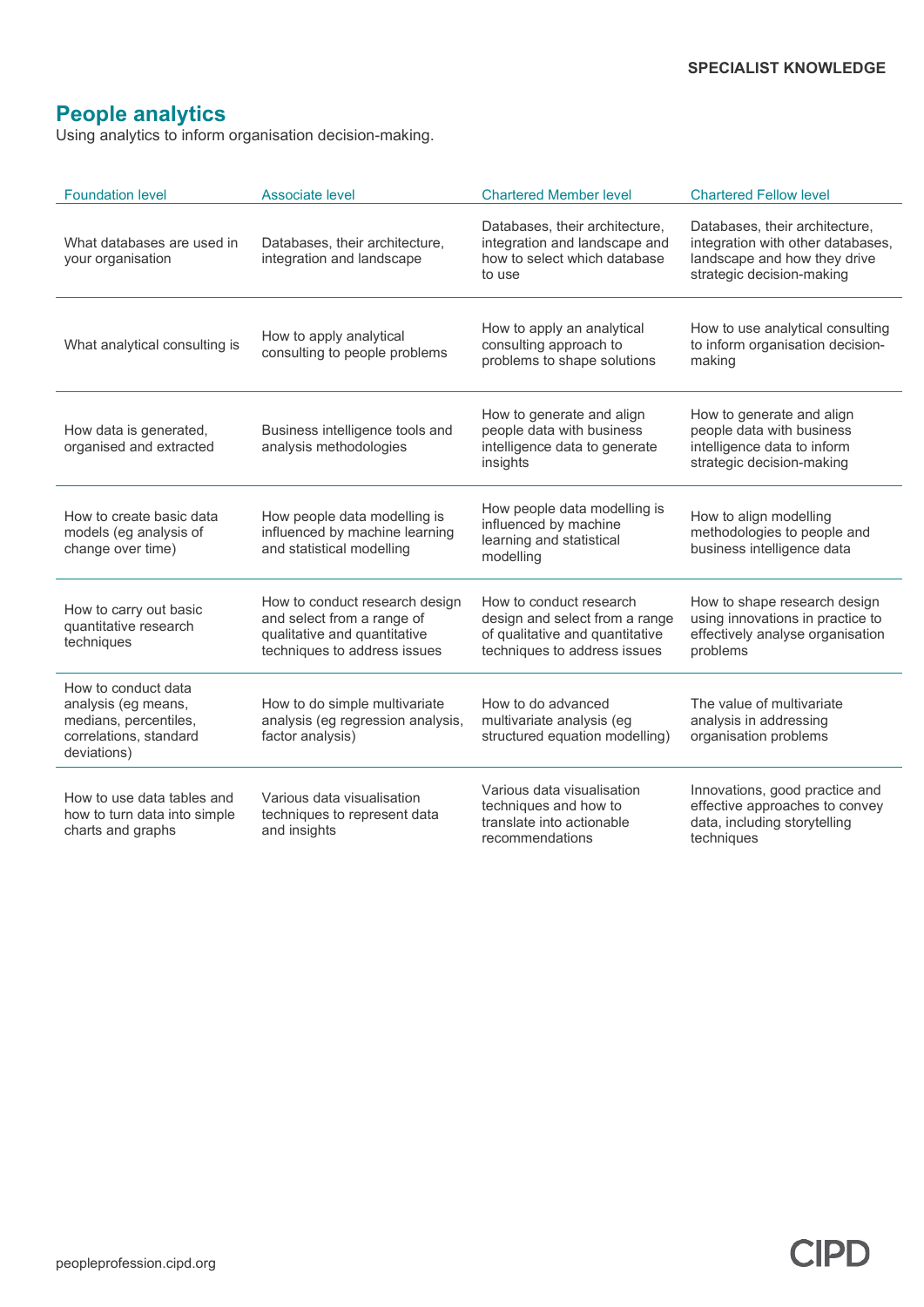SPECIALIST KNOWLEDGE

## People analytics

Using analytics to inform organisation decision-making.

| Foundation level | Associate level | Chartered Member level | Chartered Fellow level |
|---|---|---|---|
| What databases are used in your organisation | Databases, their architecture, integration and landscape | Databases, their architecture, integration and landscape and how to select which database to use | Databases, their architecture, integration with other databases, landscape and how they drive strategic decision-making |
| What analytical consulting is | How to apply analytical consulting to people problems | How to apply an analytical consulting approach to problems to shape solutions | How to use analytical consulting to inform organisation decision-making |
| How data is generated, organised and extracted | Business intelligence tools and analysis methodologies | How to generate and align people data with business intelligence data to generate insights | How to generate and align people data with business intelligence data to inform strategic decision-making |
| How to create basic data models (eg analysis of change over time) | How people data modelling is influenced by machine learning and statistical modelling | How people data modelling is influenced by machine learning and statistical modelling | How to align modelling methodologies to people and business intelligence data |
| How to carry out basic quantitative research techniques | How to conduct research design and select from a range of qualitative and quantitative techniques to address issues | How to conduct research design and select from a range of qualitative and quantitative techniques to address issues | How to shape research design using innovations in practice to effectively analyse organisation problems |
| How to conduct data analysis (eg means, medians, percentiles, correlations, standard deviations) | How to do simple multivariate analysis (eg regression analysis, factor analysis) | How to do advanced multivariate analysis (eg structured equation modelling) | The value of multivariate analysis in addressing organisation problems |
| How to use data tables and how to turn data into simple charts and graphs | Various data visualisation techniques to represent data and insights | Various data visualisation techniques and how to translate into actionable recommendations | Innovations, good practice and effective approaches to convey data, including storytelling techniques |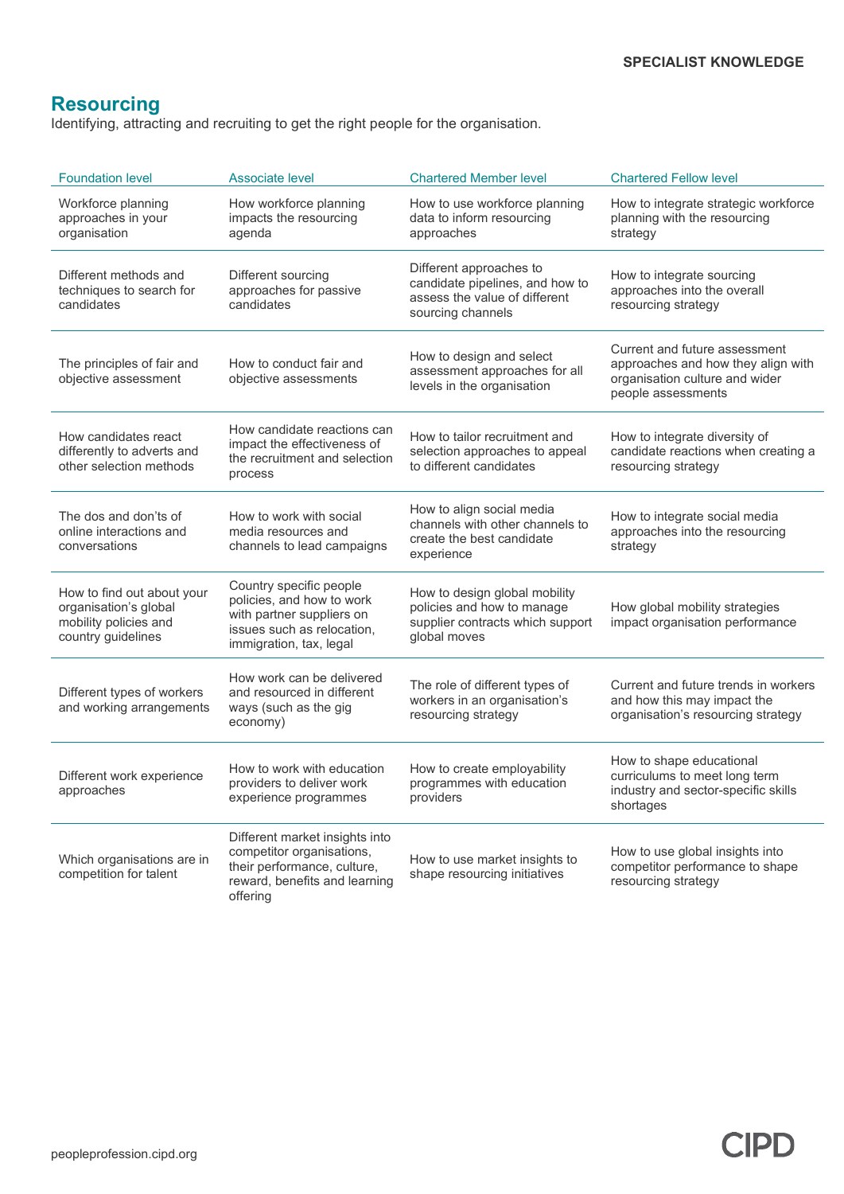SPECIALIST KNOWLEDGE

## Resourcing

Identifying, attracting and recruiting to get the right people for the organisation.

| Foundation level | Associate level | Chartered Member level | Chartered Fellow level |
|---|---|---|---|
| Workforce planning approaches in your organisation | How workforce planning impacts the resourcing agenda | How to use workforce planning data to inform resourcing approaches | How to integrate strategic workforce planning with the resourcing strategy |
| Different methods and techniques to search for candidates | Different sourcing approaches for passive candidates | Different approaches to candidate pipelines, and how to assess the value of different sourcing channels | How to integrate sourcing approaches into the overall resourcing strategy |
| The principles of fair and objective assessment | How to conduct fair and objective assessments | How to design and select assessment approaches for all levels in the organisation | Current and future assessment approaches and how they align with organisation culture and wider people assessments |
| How candidates react differently to adverts and other selection methods | How candidate reactions can impact the effectiveness of the recruitment and selection process | How to tailor recruitment and selection approaches to appeal to different candidates | How to integrate diversity of candidate reactions when creating a resourcing strategy |
| The dos and don'ts of online interactions and conversations | How to work with social media resources and channels to lead campaigns | How to align social media channels with other channels to create the best candidate experience | How to integrate social media approaches into the resourcing strategy |
| How to find out about your organisation's global mobility policies and country guidelines | Country specific people policies, and how to work with partner suppliers on issues such as relocation, immigration, tax, legal | How to design global mobility policies and how to manage supplier contracts which support global moves | How global mobility strategies impact organisation performance |
| Different types of workers and working arrangements | How work can be delivered and resourced in different ways (such as the gig economy) | The role of different types of workers in an organisation's resourcing strategy | Current and future trends in workers and how this may impact the organisation's resourcing strategy |
| Different work experience approaches | How to work with education providers to deliver work experience programmes | How to create employability programmes with education providers | How to shape educational curriculums to meet long term industry and sector-specific skills shortages |
| Which organisations are in competition for talent | Different market insights into competitor organisations, their performance, culture, reward, benefits and learning offering | How to use market insights to shape resourcing initiatives | How to use global insights into competitor performance to shape resourcing strategy |

peopleprofession.cipd.org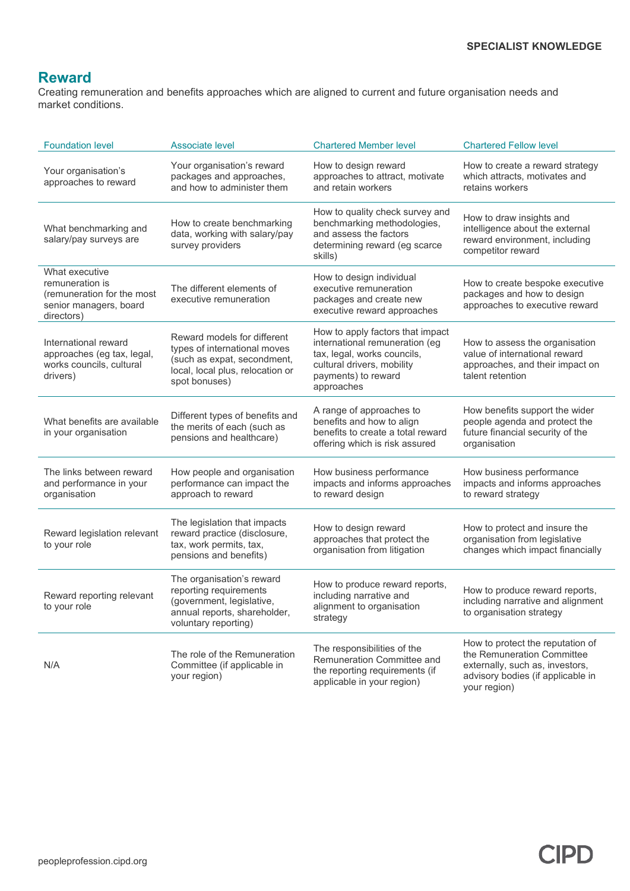**SPECIALIST KNOWLEDGE**

## Reward

Creating remuneration and benefits approaches which are aligned to current and future organisation needs and market conditions.

| Foundation level | Associate level | Chartered Member level | Chartered Fellow level |
|---|---|---|---|
| Your organisation's approaches to reward | Your organisation's reward packages and approaches, and how to administer them | How to design reward approaches to attract, motivate and retain workers | How to create a reward strategy which attracts, motivates and retains workers |
| What benchmarking and salary/pay surveys are | How to create benchmarking data, working with salary/pay survey providers | How to quality check survey and benchmarking methodologies, and assess the factors determining reward (eg scarce skills) | How to draw insights and intelligence about the external reward environment, including competitor reward |
| What executive remuneration is (remuneration for the most senior managers, board directors) | The different elements of executive remuneration | How to design individual executive remuneration packages and create new executive reward approaches | How to create bespoke executive packages and how to design approaches to executive reward |
| International reward approaches (eg tax, legal, works councils, cultural drivers) | Reward models for different types of international moves (such as expat, secondment, local, local plus, relocation or spot bonuses) | How to apply factors that impact international remuneration (eg tax, legal, works councils, cultural drivers, mobility payments) to reward approaches | How to assess the organisation value of international reward approaches, and their impact on talent retention |
| What benefits are available in your organisation | Different types of benefits and the merits of each (such as pensions and healthcare) | A range of approaches to benefits and how to align benefits to create a total reward offering which is risk assured | How benefits support the wider people agenda and protect the future financial security of the organisation |
| The links between reward and performance in your organisation | How people and organisation performance can impact the approach to reward | How business performance impacts and informs approaches to reward design | How business performance impacts and informs approaches to reward strategy |
| Reward legislation relevant to your role | The legislation that impacts reward practice (disclosure, tax, work permits, tax, pensions and benefits) | How to design reward approaches that protect the organisation from litigation | How to protect and insure the organisation from legislative changes which impact financially |
| Reward reporting relevant to your role | The organisation's reward reporting requirements (government, legislative, annual reports, shareholder, voluntary reporting) | How to produce reward reports, including narrative and alignment to organisation strategy | How to produce reward reports, including narrative and alignment to organisation strategy |
| N/A | The role of the Remuneration Committee (if applicable in your region) | The responsibilities of the Remuneration Committee and the reporting requirements (if applicable in your region) | How to protect the reputation of the Remuneration Committee externally, such as, investors, advisory bodies (if applicable in your region) |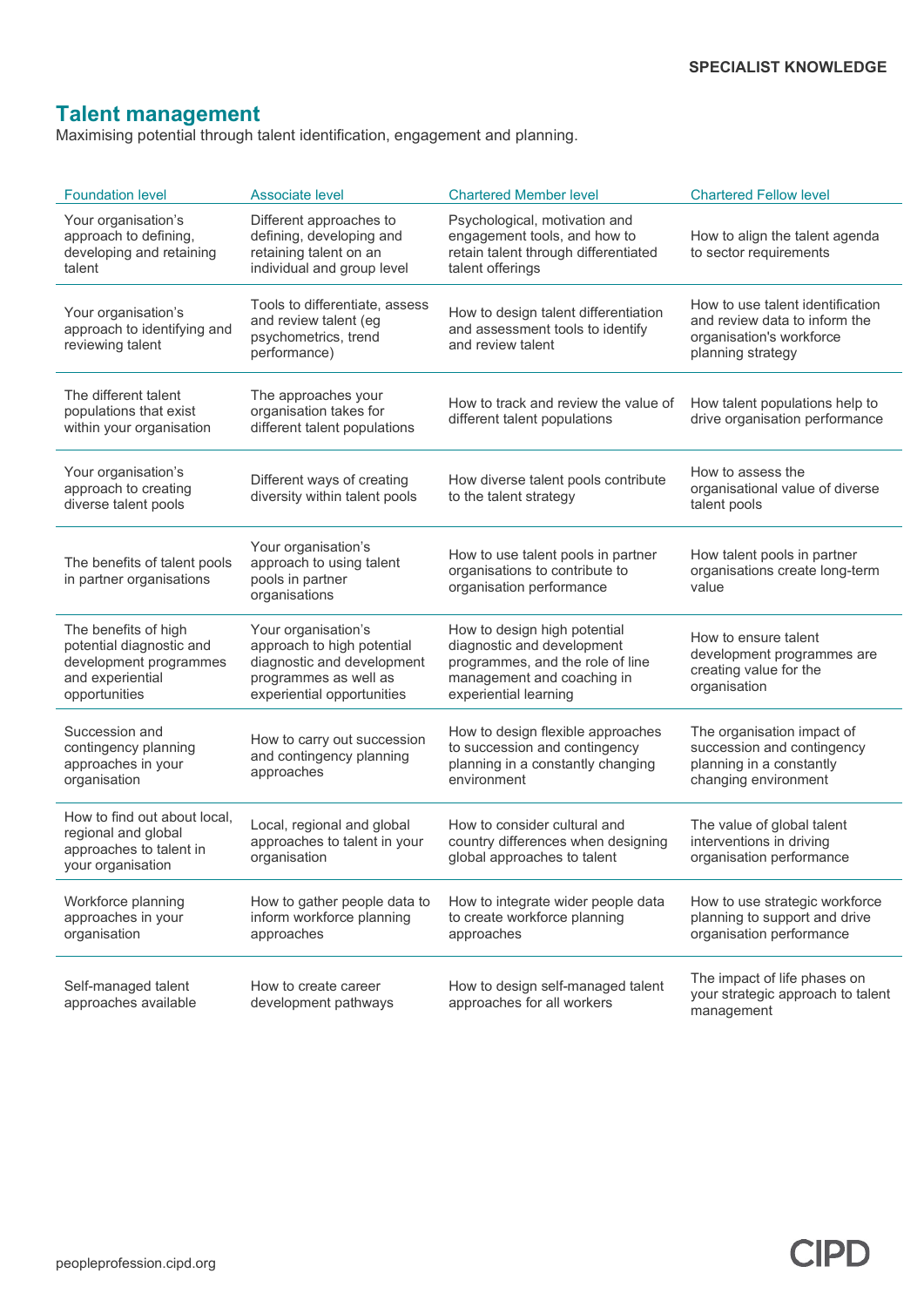## Talent management

Maximising potential through talent identification, engagement and planning.

| Foundation level | Associate level | Chartered Member level | Chartered Fellow level |
|---|---|---|---|
| Your organisation's approach to defining, developing and retaining talent | Different approaches to defining, developing and retaining talent on an individual and group level | Psychological, motivation and engagement tools, and how to retain talent through differentiated talent offerings | How to align the talent agenda to sector requirements |
| Your organisation's approach to identifying and reviewing talent | Tools to differentiate, assess and review talent (eg psychometrics, trend performance) | How to design talent differentiation and assessment tools to identify and review talent | How to use talent identification and review data to inform the organisation's workforce planning strategy |
| The different talent populations that exist within your organisation | The approaches your organisation takes for different talent populations | How to track and review the value of different talent populations | How talent populations help to drive organisation performance |
| Your organisation's approach to creating diverse talent pools | Different ways of creating diversity within talent pools | How diverse talent pools contribute to the talent strategy | How to assess the organisational value of diverse talent pools |
| The benefits of talent pools in partner organisations | Your organisation's approach to using talent pools in partner organisations | How to use talent pools in partner organisations to contribute to organisation performance | How talent pools in partner organisations create long-term value |
| The benefits of high potential diagnostic and development programmes and experiential opportunities | Your organisation's approach to high potential diagnostic and development programmes as well as experiential opportunities | How to design high potential diagnostic and development programmes, and the role of line management and coaching in experiential learning | How to ensure talent development programmes are creating value for the organisation |
| Succession and contingency planning approaches in your organisation | How to carry out succession and contingency planning approaches | How to design flexible approaches to succession and contingency planning in a constantly changing environment | The organisation impact of succession and contingency planning in a constantly changing environment |
| How to find out about local, regional and global approaches to talent in your organisation | Local, regional and global approaches to talent in your organisation | How to consider cultural and country differences when designing global approaches to talent | The value of global talent interventions in driving organisation performance |
| Workforce planning approaches in your organisation | How to gather people data to inform workforce planning approaches | How to integrate wider people data to create workforce planning approaches | How to use strategic workforce planning to support and drive organisation performance |
| Self-managed talent approaches available | How to create career development pathways | How to design self-managed talent approaches for all workers | The impact of life phases on your strategic approach to talent management |